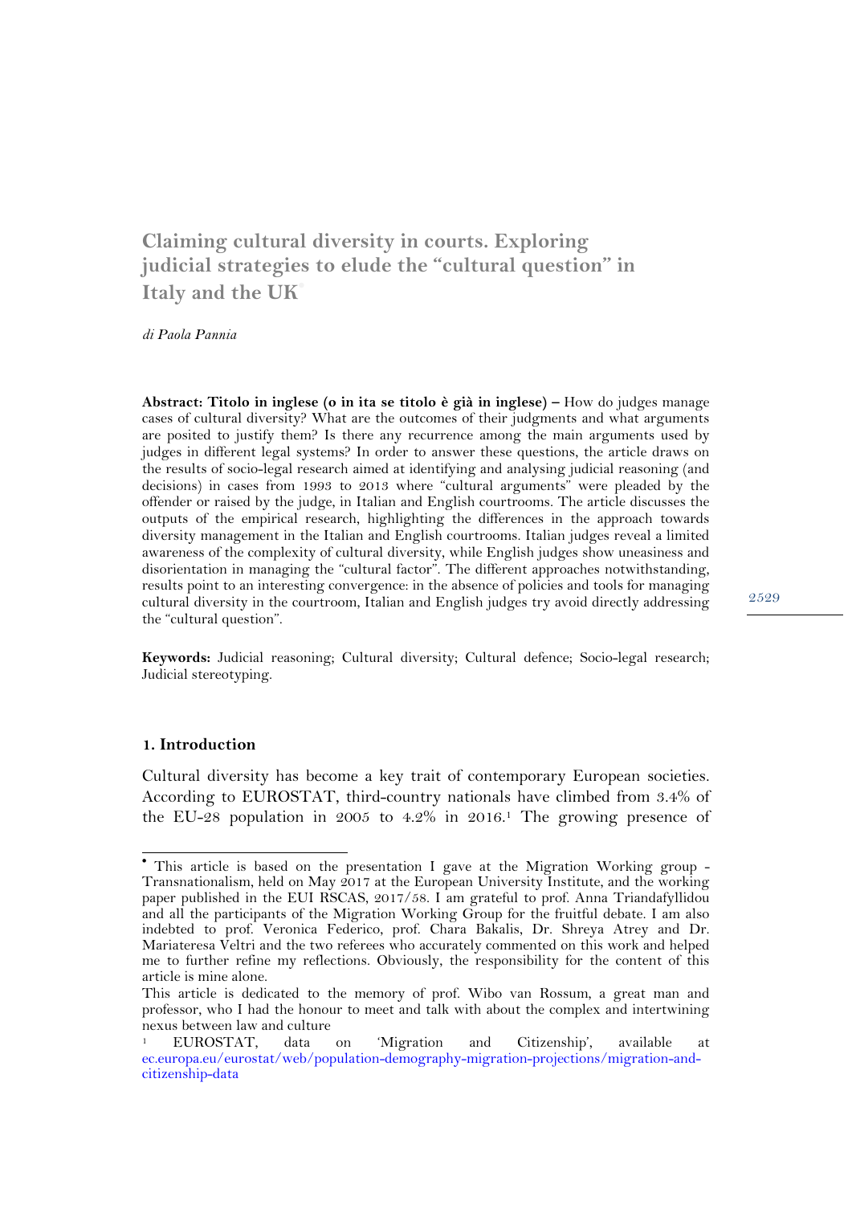# Claiming cultural diversity in courts. Exploring judicial strategies to elude the "cultural question" in Italy and the UK[•]

*di Paola Pannia*

**Abstract: Titolo in inglese (o in ita se titolo è già in inglese) –** How do judges manage cases of cultural diversity? What are the outcomes of their judgments and what arguments are posited to justify them? Is there any recurrence among the main arguments used by judges in different legal systems? In order to answer these questions, the article draws on the results of socio-legal research aimed at identifying and analysing judicial reasoning (and decisions) in cases from 1993 to 2013 where "cultural arguments" were pleaded by the offender or raised by the judge, in Italian and English courtrooms. The article discusses the outputs of the empirical research, highlighting the differences in the approach towards diversity management in the Italian and English courtrooms. Italian judges reveal a limited awareness of the complexity of cultural diversity, while English judges show uneasiness and disorientation in managing the "cultural factor". The different approaches notwithstanding, results point to an interesting convergence: in the absence of policies and tools for managing cultural diversity in the courtroom, Italian and English judges try avoid directly addressing the "cultural question".

**Keywords:** Judicial reasoning; Cultural diversity; Cultural defence; Socio-legal research; Judicial stereotyping.

## 1. Introduction

Cultural diversity has become a key trait of contemporary European societies. According to EUROSTAT, third-country nationals have climbed from 3.4% of the EU-28 population in 2005 to 4.2% in 2016.[1] The growing presence of

---

[•] This article is based on the presentation I gave at the Migration Working group - Transnationalism, held on May 2017 at the European University Institute, and the working paper published in the EUI RSCAS, 2017/58. I am grateful to prof. Anna Triandafyllidou and all the participants of the Migration Working Group for the fruitful debate. I am also indebted to prof. Veronica Federico, prof. Chara Bakalis, Dr. Shreya Atrey and Dr. Mariateresa Veltri and the two referees who accurately commented on this work and helped me to further refine my reflections. Obviously, the responsibility for the content of this article is mine alone.

This article is dedicated to the memory of prof. Wibo van Rossum, a great man and professor, who I had the honour to meet and talk with about the complex and intertwining nexus between law and culture

[1] EUROSTAT, data on 'Migration and Citizenship', available at ec.europa.eu/eurostat/web/population-demography-migration-projections/migration-and-citizenship-data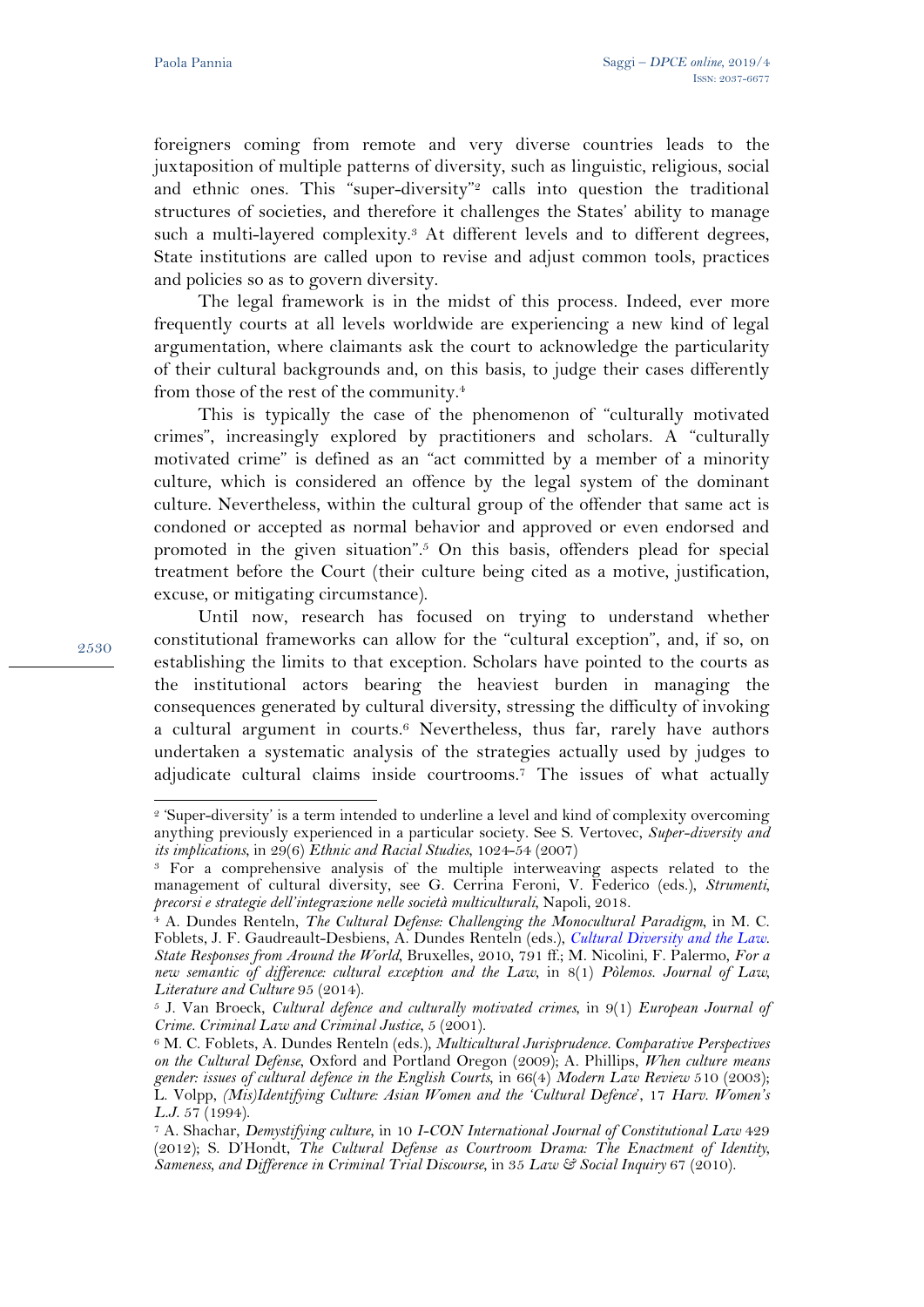foreigners coming from remote and very diverse countries leads to the juxtaposition of multiple patterns of diversity, such as linguistic, religious, social and ethnic ones. This "super-diversity"[2] calls into question the traditional structures of societies, and therefore it challenges the States' ability to manage such a multi-layered complexity.[3] At different levels and to different degrees, State institutions are called upon to revise and adjust common tools, practices and policies so as to govern diversity.

The legal framework is in the midst of this process. Indeed, ever more frequently courts at all levels worldwide are experiencing a new kind of legal argumentation, where claimants ask the court to acknowledge the particularity of their cultural backgrounds and, on this basis, to judge their cases differently from those of the rest of the community.[4]

This is typically the case of the phenomenon of "culturally motivated crimes", increasingly explored by practitioners and scholars. A "culturally motivated crime" is defined as an "act committed by a member of a minority culture, which is considered an offence by the legal system of the dominant culture. Nevertheless, within the cultural group of the offender that same act is condoned or accepted as normal behavior and approved or even endorsed and promoted in the given situation".[5] On this basis, offenders plead for special treatment before the Court (their culture being cited as a motive, justification, excuse, or mitigating circumstance).

Until now, research has focused on trying to understand whether constitutional frameworks can allow for the "cultural exception", and, if so, on establishing the limits to that exception. Scholars have pointed to the courts as the institutional actors bearing the heaviest burden in managing the consequences generated by cultural diversity, stressing the difficulty of invoking a cultural argument in courts.[6] Nevertheless, thus far, rarely have authors undertaken a systematic analysis of the strategies actually used by judges to adjudicate cultural claims inside courtrooms.[7] The issues of what actually

---

[2] 'Super-diversity' is a term intended to underline a level and kind of complexity overcoming anything previously experienced in a particular society. See S. Vertovec, *Super-diversity and its implications*, in 29(6) *Ethnic and Racial Studies*, 1024-54 (2007)

[3] For a comprehensive analysis of the multiple interweaving aspects related to the management of cultural diversity, see G. Cerrina Feroni, V. Federico (eds.), *Strumenti, precorsi e strategie dell'integrazione nelle società multiculturali*, Napoli, 2018.

[4] A. Dundes Renteln, *The Cultural Defense: Challenging the Monocultural Paradigm*, in M. C. Foblets, J. F. Gaudreault-Desbiens, A. Dundes Renteln (eds.), *Cultural Diversity and the Law. State Responses from Around the World*, Bruxelles, 2010, 791 ff.; M. Nicolini, F. Palermo, *For a new semantic of difference: cultural exception and the Law*, in 8(1) *Pòlemos. Journal of Law, Literature and Culture* 95 (2014).

[5] J. Van Broeck, *Cultural defence and culturally motivated crimes*, in 9(1) *European Journal of Crime. Criminal Law and Criminal Justice*, 5 (2001).

[6] M. C. Foblets, A. Dundes Renteln (eds.), *Multicultural Jurisprudence. Comparative Perspectives on the Cultural Defense*, Oxford and Portland Oregon (2009); A. Phillips, *When culture means gender: issues of cultural defence in the English Courts*, in 66(4) *Modern Law Review* 510 (2003); L. Volpp, *(Mis)Identifying Culture: Asian Women and the 'Cultural Defence'*, 17 *Harv. Women's L.J.* 57 (1994).

[7] A. Shachar, *Demystifying culture*, in 10 *I-CON International Journal of Constitutional Law* 429 (2012); S. D'Hondt, *The Cultural Defense as Courtroom Drama: The Enactment of Identity, Sameness, and Difference in Criminal Trial Discourse*, in 35 *Law & Social Inquiry* 67 (2010).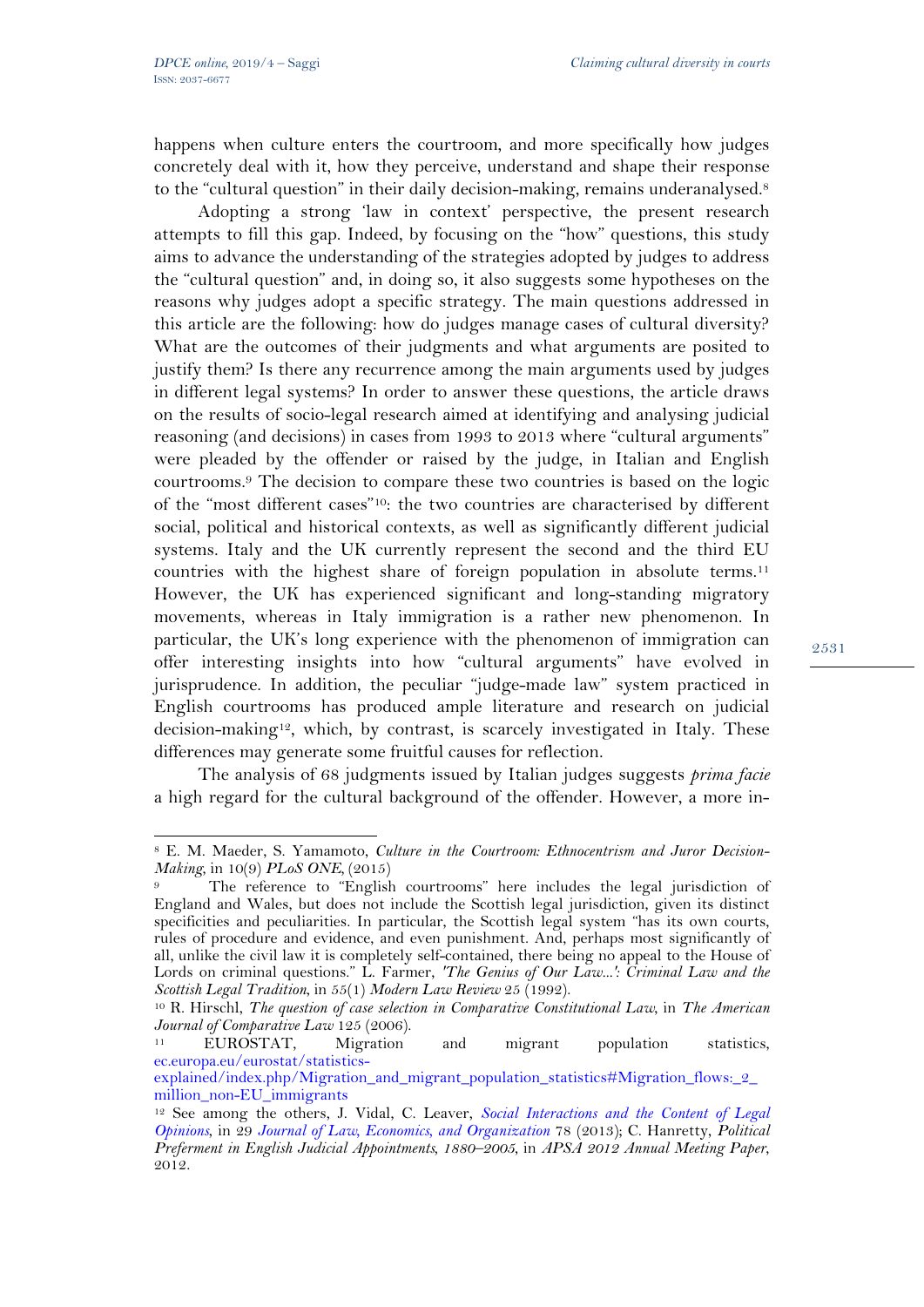happens when culture enters the courtroom, and more specifically how judges concretely deal with it, how they perceive, understand and shape their response to the "cultural question" in their daily decision-making, remains underanalysed.[8]

Adopting a strong 'law in context' perspective, the present research attempts to fill this gap. Indeed, by focusing on the "how" questions, this study aims to advance the understanding of the strategies adopted by judges to address the "cultural question" and, in doing so, it also suggests some hypotheses on the reasons why judges adopt a specific strategy. The main questions addressed in this article are the following: how do judges manage cases of cultural diversity? What are the outcomes of their judgments and what arguments are posited to justify them? Is there any recurrence among the main arguments used by judges in different legal systems? In order to answer these questions, the article draws on the results of socio-legal research aimed at identifying and analysing judicial reasoning (and decisions) in cases from 1993 to 2013 where "cultural arguments" were pleaded by the offender or raised by the judge, in Italian and English courtrooms.[9] The decision to compare these two countries is based on the logic of the "most different cases"[10]: the two countries are characterised by different social, political and historical contexts, as well as significantly different judicial systems. Italy and the UK currently represent the second and the third EU countries with the highest share of foreign population in absolute terms.[11] However, the UK has experienced significant and long-standing migratory movements, whereas in Italy immigration is a rather new phenomenon. In particular, the UK's long experience with the phenomenon of immigration can offer interesting insights into how "cultural arguments" have evolved in jurisprudence. In addition, the peculiar "judge-made law" system practiced in English courtrooms has produced ample literature and research on judicial decision-making[12], which, by contrast, is scarcely investigated in Italy. These differences may generate some fruitful causes for reflection.

The analysis of 68 judgments issued by Italian judges suggests *prima facie* a high regard for the cultural background of the offender. However, a more in-

---

[8] E. M. Maeder, S. Yamamoto, *Culture in the Courtroom: Ethnocentrism and Juror Decision-Making*, in 10(9) *PLoS ONE*, (2015)

[9] The reference to "English courtrooms" here includes the legal jurisdiction of England and Wales, but does not include the Scottish legal jurisdiction, given its distinct specificities and peculiarities. In particular, the Scottish legal system "has its own courts, rules of procedure and evidence, and even punishment. And, perhaps most significantly of all, unlike the civil law it is completely self-contained, there being no appeal to the House of Lords on criminal questions." L. Farmer, *'The Genius of Our Law...': Criminal Law and the Scottish Legal Tradition*, in 55(1) *Modern Law Review* 25 (1992).

[10] R. Hirschl, *The question of case selection in Comparative Constitutional Law*, in *The American Journal of Comparative Law* 125 (2006).

[11] EUROSTAT, Migration and migrant population statistics, ec.europa.eu/eurostat/statistics-explained/index.php/Migration_and_migrant_population_statistics#Migration_flows:_2_million_non-EU_immigrants

[12] See among the others, J. Vidal, C. Leaver, *Social Interactions and the Content of Legal Opinions*, in 29 *Journal of Law, Economics, and Organization* 78 (2013); C. Hanretty, *Political Preferment in English Judicial Appointments, 1880–2005*, in *APSA 2012 Annual Meeting Paper*, 2012.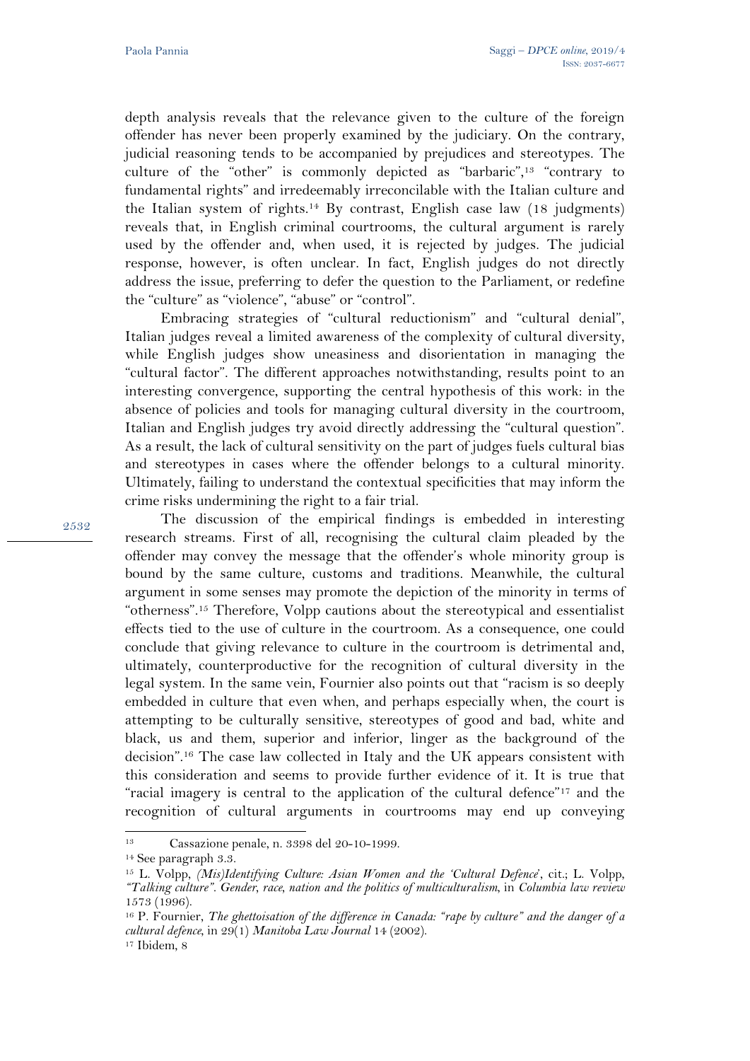depth analysis reveals that the relevance given to the culture of the foreign offender has never been properly examined by the judiciary. On the contrary, judicial reasoning tends to be accompanied by prejudices and stereotypes. The culture of the "other" is commonly depicted as "barbaric",[13] "contrary to fundamental rights" and irredeemably irreconcilable with the Italian culture and the Italian system of rights.[14] By contrast, English case law (18 judgments) reveals that, in English criminal courtrooms, the cultural argument is rarely used by the offender and, when used, it is rejected by judges. The judicial response, however, is often unclear. In fact, English judges do not directly address the issue, preferring to defer the question to the Parliament, or redefine the "culture" as "violence", "abuse" or "control".

Embracing strategies of "cultural reductionism" and "cultural denial", Italian judges reveal a limited awareness of the complexity of cultural diversity, while English judges show uneasiness and disorientation in managing the "cultural factor". The different approaches notwithstanding, results point to an interesting convergence, supporting the central hypothesis of this work: in the absence of policies and tools for managing cultural diversity in the courtroom, Italian and English judges try avoid directly addressing the "cultural question". As a result, the lack of cultural sensitivity on the part of judges fuels cultural bias and stereotypes in cases where the offender belongs to a cultural minority. Ultimately, failing to understand the contextual specificities that may inform the crime risks undermining the right to a fair trial.

The discussion of the empirical findings is embedded in interesting research streams. First of all, recognising the cultural claim pleaded by the offender may convey the message that the offender's whole minority group is bound by the same culture, customs and traditions. Meanwhile, the cultural argument in some senses may promote the depiction of the minority in terms of "otherness".[15] Therefore, Volpp cautions about the stereotypical and essentialist effects tied to the use of culture in the courtroom. As a consequence, one could conclude that giving relevance to culture in the courtroom is detrimental and, ultimately, counterproductive for the recognition of cultural diversity in the legal system. In the same vein, Fournier also points out that "racism is so deeply embedded in culture that even when, and perhaps especially when, the court is attempting to be culturally sensitive, stereotypes of good and bad, white and black, us and them, superior and inferior, linger as the background of the decision".[16] The case law collected in Italy and the UK appears consistent with this consideration and seems to provide further evidence of it. It is true that "racial imagery is central to the application of the cultural defence"[17] and the recognition of cultural arguments in courtrooms may end up conveying

---

[13] Cassazione penale, n. 3398 del 20-10-1999.

[14] See paragraph 3.3.

[15] L. Volpp, *(Mis)Identifying Culture: Asian Women and the 'Cultural Defence'*, cit.; L. Volpp, *"Talking culture". Gender, race, nation and the politics of multiculturalism*, in *Columbia law review* 1573 (1996).

[16] P. Fournier, *The ghettoisation of the difference in Canada: "rape by culture" and the danger of a cultural defence*, in 29(1) *Manitoba Law Journal* 14 (2002).

[17] Ibidem, 8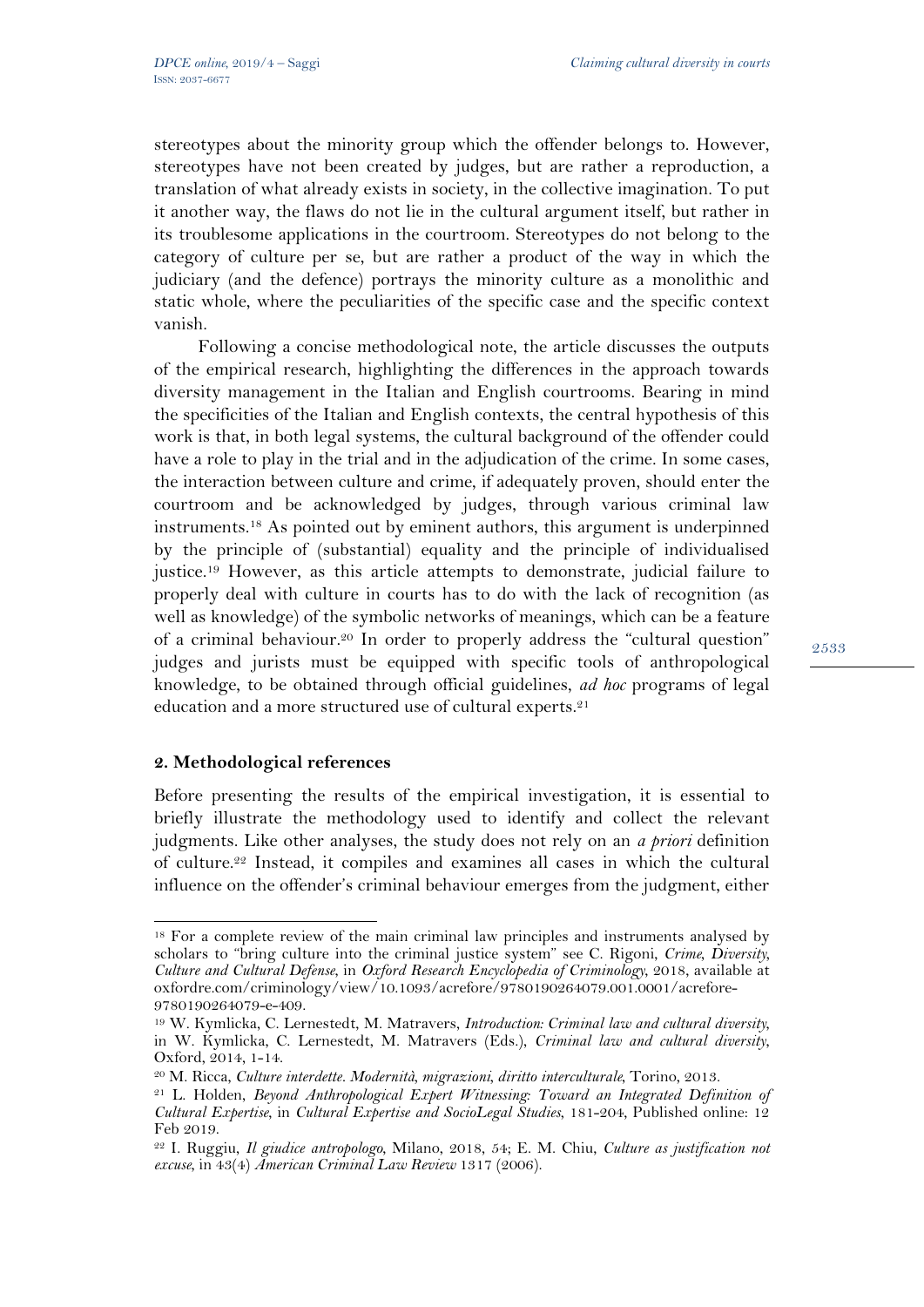stereotypes about the minority group which the offender belongs to. However, stereotypes have not been created by judges, but are rather a reproduction, a translation of what already exists in society, in the collective imagination. To put it another way, the flaws do not lie in the cultural argument itself, but rather in its troublesome applications in the courtroom. Stereotypes do not belong to the category of culture per se, but are rather a product of the way in which the judiciary (and the defence) portrays the minority culture as a monolithic and static whole, where the peculiarities of the specific case and the specific context vanish.

Following a concise methodological note, the article discusses the outputs of the empirical research, highlighting the differences in the approach towards diversity management in the Italian and English courtrooms. Bearing in mind the specificities of the Italian and English contexts, the central hypothesis of this work is that, in both legal systems, the cultural background of the offender could have a role to play in the trial and in the adjudication of the crime. In some cases, the interaction between culture and crime, if adequately proven, should enter the courtroom and be acknowledged by judges, through various criminal law instruments.[18] As pointed out by eminent authors, this argument is underpinned by the principle of (substantial) equality and the principle of individualised justice.[19] However, as this article attempts to demonstrate, judicial failure to properly deal with culture in courts has to do with the lack of recognition (as well as knowledge) of the symbolic networks of meanings, which can be a feature of a criminal behaviour.[20] In order to properly address the "cultural question" judges and jurists must be equipped with specific tools of anthropological knowledge, to be obtained through official guidelines, *ad hoc* programs of legal education and a more structured use of cultural experts.[21]

## 2. Methodological references

Before presenting the results of the empirical investigation, it is essential to briefly illustrate the methodology used to identify and collect the relevant judgments. Like other analyses, the study does not rely on an *a priori* definition of culture.[22] Instead, it compiles and examines all cases in which the cultural influence on the offender's criminal behaviour emerges from the judgment, either

---

[18] For a complete review of the main criminal law principles and instruments analysed by scholars to "bring culture into the criminal justice system" see C. Rigoni, *Crime, Diversity, Culture and Cultural Defense*, in *Oxford Research Encyclopedia of Criminology*, 2018, available at oxfordre.com/criminology/view/10.1093/acrefore/9780190264079.001.0001/acrefore-9780190264079-e-409.

[19] W. Kymlicka, C. Lernestedt, M. Matravers, *Introduction: Criminal law and cultural diversity*, in W. Kymlicka, C. Lernestedt, M. Matravers (Eds.), *Criminal law and cultural diversity*, Oxford, 2014, 1-14.

[20] M. Ricca, *Culture interdette. Modernità, migrazioni, diritto interculturale*, Torino, 2013.

[21] L. Holden, *Beyond Anthropological Expert Witnessing: Toward an Integrated Definition of Cultural Expertise*, in *Cultural Expertise and SocioLegal Studies*, 181-204, Published online: 12 Feb 2019.

[22] I. Ruggiu, *Il giudice antropologo*, Milano, 2018, 54; E. M. Chiu, *Culture as justification not excuse*, in 43(4) *American Criminal Law Review* 1317 (2006).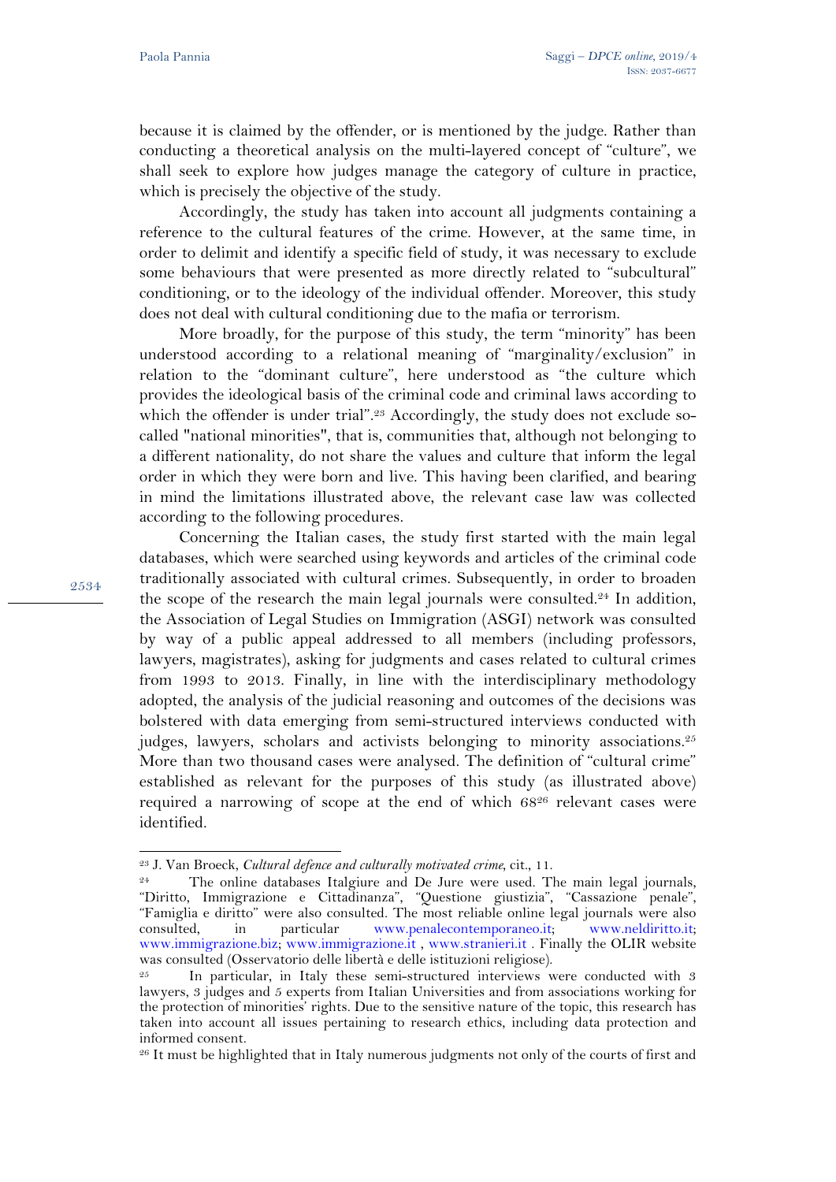because it is claimed by the offender, or is mentioned by the judge. Rather than conducting a theoretical analysis on the multi-layered concept of "culture", we shall seek to explore how judges manage the category of culture in practice, which is precisely the objective of the study.

Accordingly, the study has taken into account all judgments containing a reference to the cultural features of the crime. However, at the same time, in order to delimit and identify a specific field of study, it was necessary to exclude some behaviours that were presented as more directly related to "subcultural" conditioning, or to the ideology of the individual offender. Moreover, this study does not deal with cultural conditioning due to the mafia or terrorism.

More broadly, for the purpose of this study, the term "minority" has been understood according to a relational meaning of "marginality/exclusion" in relation to the "dominant culture", here understood as "the culture which provides the ideological basis of the criminal code and criminal laws according to which the offender is under trial".[23] Accordingly, the study does not exclude so-called "national minorities", that is, communities that, although not belonging to a different nationality, do not share the values and culture that inform the legal order in which they were born and live. This having been clarified, and bearing in mind the limitations illustrated above, the relevant case law was collected according to the following procedures.

Concerning the Italian cases, the study first started with the main legal databases, which were searched using keywords and articles of the criminal code traditionally associated with cultural crimes. Subsequently, in order to broaden the scope of the research the main legal journals were consulted.[24] In addition, the Association of Legal Studies on Immigration (ASGI) network was consulted by way of a public appeal addressed to all members (including professors, lawyers, magistrates), asking for judgments and cases related to cultural crimes from 1993 to 2013. Finally, in line with the interdisciplinary methodology adopted, the analysis of the judicial reasoning and outcomes of the decisions was bolstered with data emerging from semi-structured interviews conducted with judges, lawyers, scholars and activists belonging to minority associations.[25] More than two thousand cases were analysed. The definition of "cultural crime" established as relevant for the purposes of this study (as illustrated above) required a narrowing of scope at the end of which 68[26] relevant cases were identified.

---

[23] J. Van Broeck, *Cultural defence and culturally motivated crime*, cit., 11.

[24] The online databases Italgiure and De Jure were used. The main legal journals, "Diritto, Immigrazione e Cittadinanza", "Questione giustizia", "Cassazione penale", "Famiglia e diritto" were also consulted. The most reliable online legal journals were also consulted, in particular www.penalecontemporaneo.it; www.neldiritto.it; www.immigrazione.biz; www.immigrazione.it , www.stranieri.it . Finally the OLIR website was consulted (Osservatorio delle libertà e delle istituzioni religiose).

[25] In particular, in Italy these semi-structured interviews were conducted with 3 lawyers, 3 judges and 5 experts from Italian Universities and from associations working for the protection of minorities' rights. Due to the sensitive nature of the topic, this research has taken into account all issues pertaining to research ethics, including data protection and informed consent.

[26] It must be highlighted that in Italy numerous judgments not only of the courts of first and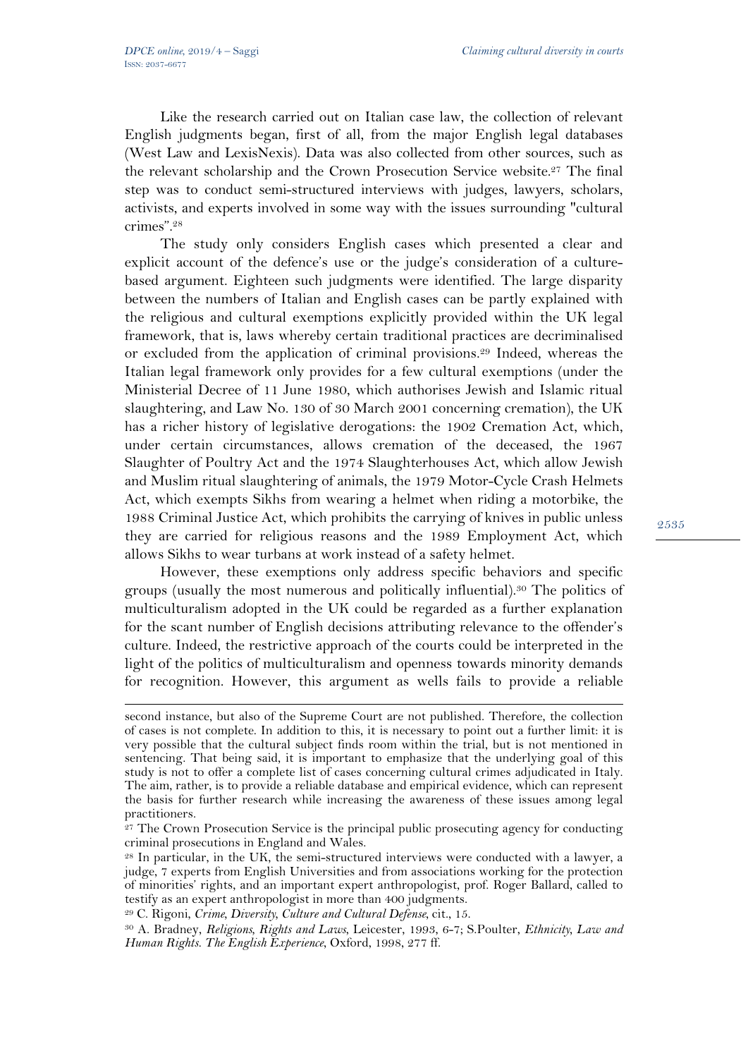Like the research carried out on Italian case law, the collection of relevant English judgments began, first of all, from the major English legal databases (West Law and LexisNexis). Data was also collected from other sources, such as the relevant scholarship and the Crown Prosecution Service website.[27] The final step was to conduct semi-structured interviews with judges, lawyers, scholars, activists, and experts involved in some way with the issues surrounding "cultural crimes".[28]

The study only considers English cases which presented a clear and explicit account of the defence's use or the judge's consideration of a culture-based argument. Eighteen such judgments were identified. The large disparity between the numbers of Italian and English cases can be partly explained with the religious and cultural exemptions explicitly provided within the UK legal framework, that is, laws whereby certain traditional practices are decriminalised or excluded from the application of criminal provisions.[29] Indeed, whereas the Italian legal framework only provides for a few cultural exemptions (under the Ministerial Decree of 11 June 1980, which authorises Jewish and Islamic ritual slaughtering, and Law No. 130 of 30 March 2001 concerning cremation), the UK has a richer history of legislative derogations: the 1902 Cremation Act, which, under certain circumstances, allows cremation of the deceased, the 1967 Slaughter of Poultry Act and the 1974 Slaughterhouses Act, which allow Jewish and Muslim ritual slaughtering of animals, the 1979 Motor-Cycle Crash Helmets Act, which exempts Sikhs from wearing a helmet when riding a motorbike, the 1988 Criminal Justice Act, which prohibits the carrying of knives in public unless they are carried for religious reasons and the 1989 Employment Act, which allows Sikhs to wear turbans at work instead of a safety helmet.

However, these exemptions only address specific behaviors and specific groups (usually the most numerous and politically influential).[30] The politics of multiculturalism adopted in the UK could be regarded as a further explanation for the scant number of English decisions attributing relevance to the offender's culture. Indeed, the restrictive approach of the courts could be interpreted in the light of the politics of multiculturalism and openness towards minority demands for recognition. However, this argument as wells fails to provide a reliable

---

second instance, but also of the Supreme Court are not published. Therefore, the collection of cases is not complete. In addition to this, it is necessary to point out a further limit: it is very possible that the cultural subject finds room within the trial, but is not mentioned in sentencing. That being said, it is important to emphasize that the underlying goal of this study is not to offer a complete list of cases concerning cultural crimes adjudicated in Italy. The aim, rather, is to provide a reliable database and empirical evidence, which can represent the basis for further research while increasing the awareness of these issues among legal practitioners.

[27] The Crown Prosecution Service is the principal public prosecuting agency for conducting criminal prosecutions in England and Wales.

[28] In particular, in the UK, the semi-structured interviews were conducted with a lawyer, a judge, 7 experts from English Universities and from associations working for the protection of minorities' rights, and an important expert anthropologist, prof. Roger Ballard, called to testify as an expert anthropologist in more than 400 judgments.

[29] C. Rigoni, *Crime, Diversity, Culture and Cultural Defense*, cit., 15.

[30] A. Bradney, *Religions, Rights and Laws*, Leicester, 1993, 6-7; S.Poulter, *Ethnicity, Law and Human Rights. The English Experience*, Oxford, 1998, 277 ff.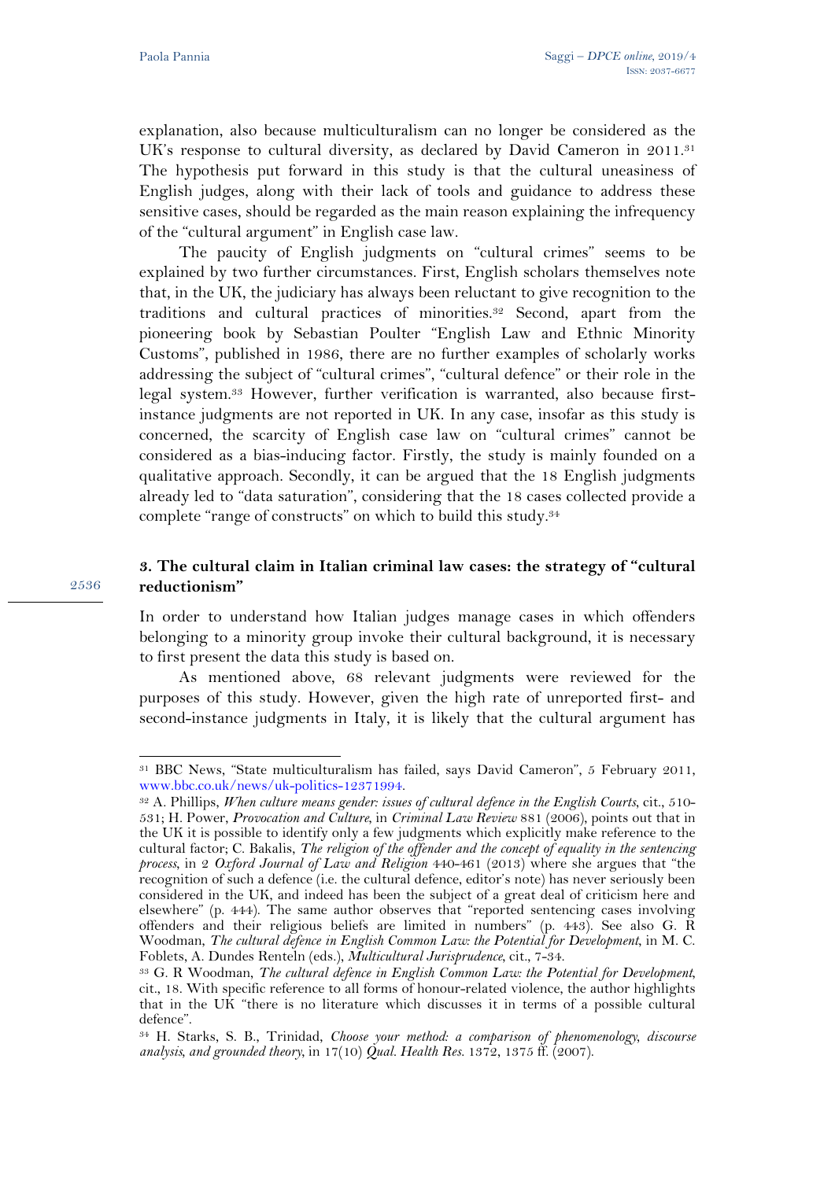explanation, also because multiculturalism can no longer be considered as the UK's response to cultural diversity, as declared by David Cameron in 2011.[31] The hypothesis put forward in this study is that the cultural uneasiness of English judges, along with their lack of tools and guidance to address these sensitive cases, should be regarded as the main reason explaining the infrequency of the "cultural argument" in English case law.

The paucity of English judgments on "cultural crimes" seems to be explained by two further circumstances. First, English scholars themselves note that, in the UK, the judiciary has always been reluctant to give recognition to the traditions and cultural practices of minorities.[32] Second, apart from the pioneering book by Sebastian Poulter "English Law and Ethnic Minority Customs", published in 1986, there are no further examples of scholarly works addressing the subject of "cultural crimes", "cultural defence" or their role in the legal system.[33] However, further verification is warranted, also because first-instance judgments are not reported in UK. In any case, insofar as this study is concerned, the scarcity of English case law on "cultural crimes" cannot be considered as a bias-inducing factor. Firstly, the study is mainly founded on a qualitative approach. Secondly, it can be argued that the 18 English judgments already led to "data saturation", considering that the 18 cases collected provide a complete "range of constructs" on which to build this study.[34]

## 3. The cultural claim in Italian criminal law cases: the strategy of "cultural reductionism"

In order to understand how Italian judges manage cases in which offenders belonging to a minority group invoke their cultural background, it is necessary to first present the data this study is based on.

As mentioned above, 68 relevant judgments were reviewed for the purposes of this study. However, given the high rate of unreported first- and second-instance judgments in Italy, it is likely that the cultural argument has

---

[31] BBC News, "State multiculturalism has failed, says David Cameron", 5 February 2011, www.bbc.co.uk/news/uk-politics-12371994.

[32] A. Phillips, *When culture means gender: issues of cultural defence in the English Courts*, cit., 510-531; H. Power, *Provocation and Culture*, in *Criminal Law Review* 881 (2006), points out that in the UK it is possible to identify only a few judgments which explicitly make reference to the cultural factor; C. Bakalis, *The religion of the offender and the concept of equality in the sentencing process*, in 2 *Oxford Journal of Law and Religion* 440-461 (2013) where she argues that "the recognition of such a defence (i.e. the cultural defence, editor's note) has never seriously been considered in the UK, and indeed has been the subject of a great deal of criticism here and elsewhere" (p. 444). The same author observes that "reported sentencing cases involving offenders and their religious beliefs are limited in numbers" (p. 443). See also G. R Woodman, *The cultural defence in English Common Law: the Potential for Development*, in M. C. Foblets, A. Dundes Renteln (eds.), *Multicultural Jurisprudence*, cit., 7-34.

[33] G. R Woodman, *The cultural defence in English Common Law: the Potential for Development*, cit., 18. With specific reference to all forms of honour-related violence, the author highlights that in the UK "there is no literature which discusses it in terms of a possible cultural defence".

[34] H. Starks, S. B., Trinidad, *Choose your method: a comparison of phenomenology, discourse analysis, and grounded theory*, in 17(10) *Qual. Health Res.* 1372, 1375 ff. (2007).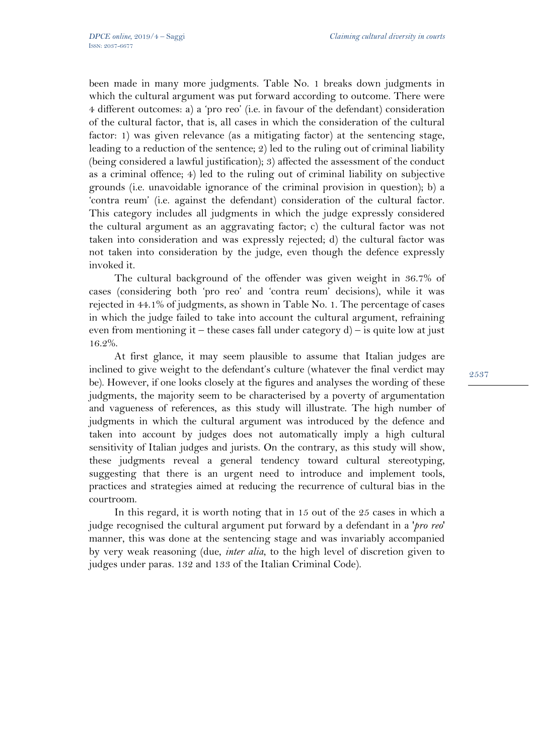been made in many more judgments. Table No. 1 breaks down judgments in which the cultural argument was put forward according to outcome. There were 4 different outcomes: a) a 'pro reo' (i.e. in favour of the defendant) consideration of the cultural factor, that is, all cases in which the consideration of the cultural factor: 1) was given relevance (as a mitigating factor) at the sentencing stage, leading to a reduction of the sentence; 2) led to the ruling out of criminal liability (being considered a lawful justification); 3) affected the assessment of the conduct as a criminal offence; 4) led to the ruling out of criminal liability on subjective grounds (i.e. unavoidable ignorance of the criminal provision in question); b) a 'contra reum' (i.e. against the defendant) consideration of the cultural factor. This category includes all judgments in which the judge expressly considered the cultural argument as an aggravating factor; c) the cultural factor was not taken into consideration and was expressly rejected; d) the cultural factor was not taken into consideration by the judge, even though the defence expressly invoked it.

The cultural background of the offender was given weight in 36.7% of cases (considering both 'pro reo' and 'contra reum' decisions), while it was rejected in 44.1% of judgments, as shown in Table No. 1. The percentage of cases in which the judge failed to take into account the cultural argument, refraining even from mentioning it – these cases fall under category d) – is quite low at just 16.2%.

At first glance, it may seem plausible to assume that Italian judges are inclined to give weight to the defendant's culture (whatever the final verdict may be). However, if one looks closely at the figures and analyses the wording of these judgments, the majority seem to be characterised by a poverty of argumentation and vagueness of references, as this study will illustrate. The high number of judgments in which the cultural argument was introduced by the defence and taken into account by judges does not automatically imply a high cultural sensitivity of Italian judges and jurists. On the contrary, as this study will show, these judgments reveal a general tendency toward cultural stereotyping, suggesting that there is an urgent need to introduce and implement tools, practices and strategies aimed at reducing the recurrence of cultural bias in the courtroom.

In this regard, it is worth noting that in 15 out of the 25 cases in which a judge recognised the cultural argument put forward by a defendant in a '*pro reo*' manner, this was done at the sentencing stage and was invariably accompanied by very weak reasoning (due, *inter alia*, to the high level of discretion given to judges under paras. 132 and 133 of the Italian Criminal Code).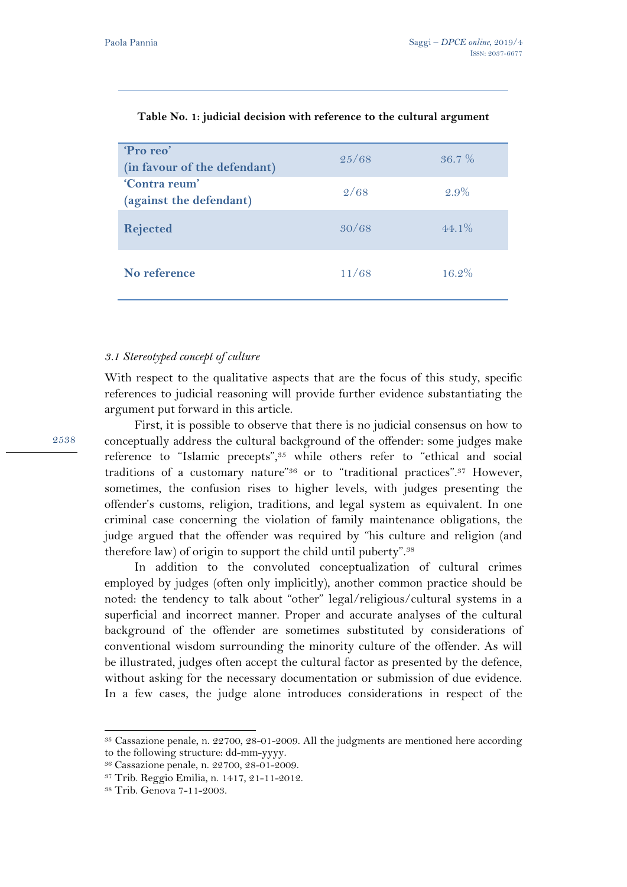**Table No. 1: judicial decision with reference to the cultural argument**

| | | |
|---|---|---|
| **'Pro reo' (in favour of the defendant)** | 25/68 | 36.7 % |
| **'Contra reum' (against the defendant)** | 2/68 | 2.9% |
| **Rejected** | 30/68 | 44.1% |
| **No reference** | 11/68 | 16.2% |

### *3.1 Stereotyped concept of culture*

With respect to the qualitative aspects that are the focus of this study, specific references to judicial reasoning will provide further evidence substantiating the argument put forward in this article.

First, it is possible to observe that there is no judicial consensus on how to conceptually address the cultural background of the offender: some judges make reference to "Islamic precepts",[35] while others refer to "ethical and social traditions of a customary nature"[36] or to "traditional practices".[37] However, sometimes, the confusion rises to higher levels, with judges presenting the offender's customs, religion, traditions, and legal system as equivalent. In one criminal case concerning the violation of family maintenance obligations, the judge argued that the offender was required by "his culture and religion (and therefore law) of origin to support the child until puberty".[38]

In addition to the convoluted conceptualization of cultural crimes employed by judges (often only implicitly), another common practice should be noted: the tendency to talk about "other" legal/religious/cultural systems in a superficial and incorrect manner. Proper and accurate analyses of the cultural background of the offender are sometimes substituted by considerations of conventional wisdom surrounding the minority culture of the offender. As will be illustrated, judges often accept the cultural factor as presented by the defence, without asking for the necessary documentation or submission of due evidence. In a few cases, the judge alone introduces considerations in respect of the

---

[35] Cassazione penale, n. 22700, 28-01-2009. All the judgments are mentioned here according to the following structure: dd-mm-yyyy.

[36] Cassazione penale, n. 22700, 28-01-2009.

[37] Trib. Reggio Emilia, n. 1417, 21-11-2012.

[38] Trib. Genova 7-11-2003.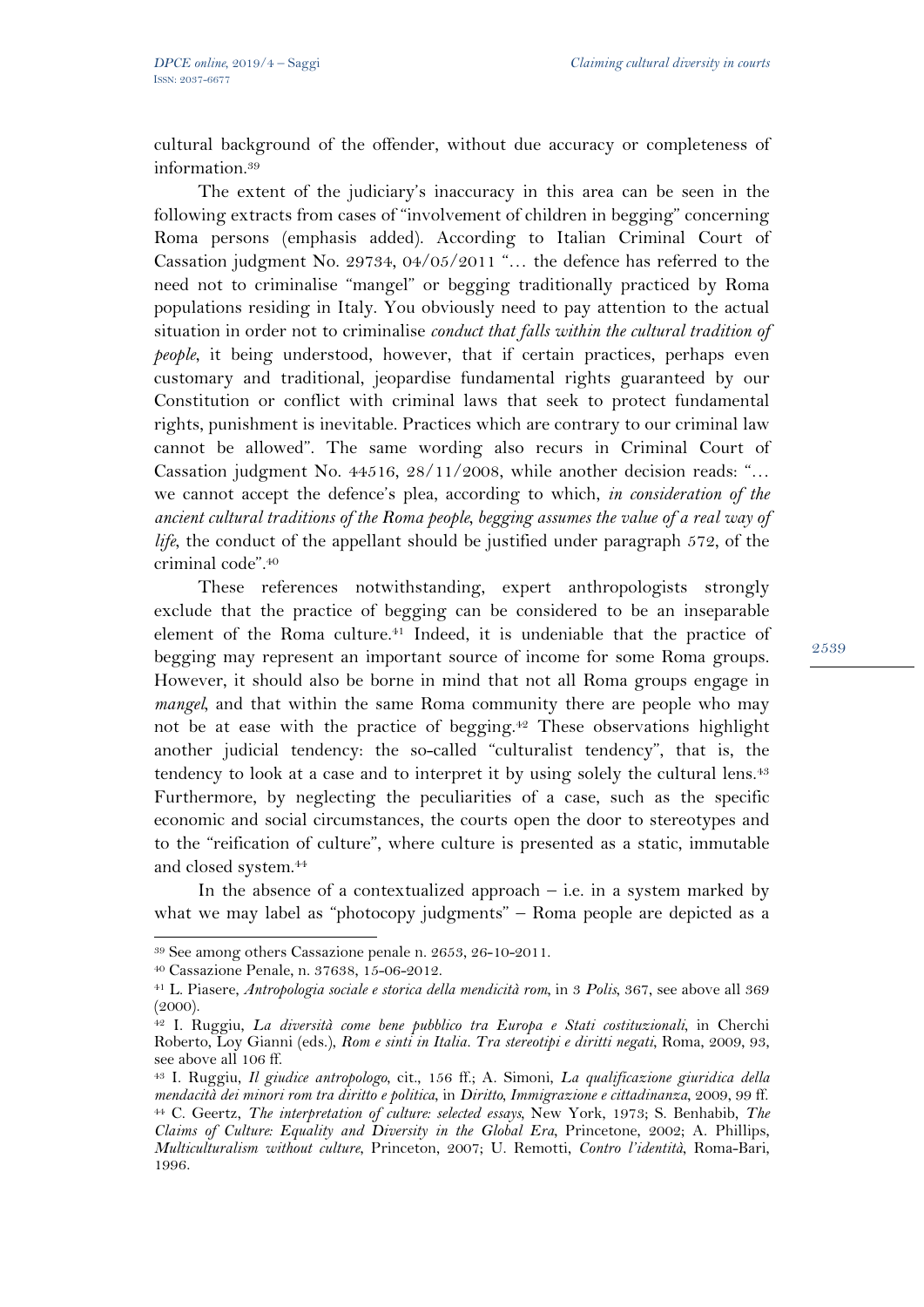cultural background of the offender, without due accuracy or completeness of information.[39]

The extent of the judiciary's inaccuracy in this area can be seen in the following extracts from cases of "involvement of children in begging" concerning Roma persons (emphasis added). According to Italian Criminal Court of Cassation judgment No. 29734, 04/05/2011 "… the defence has referred to the need not to criminalise "mangel" or begging traditionally practiced by Roma populations residing in Italy. You obviously need to pay attention to the actual situation in order not to criminalise *conduct that falls within the cultural tradition of people*, it being understood, however, that if certain practices, perhaps even customary and traditional, jeopardise fundamental rights guaranteed by our Constitution or conflict with criminal laws that seek to protect fundamental rights, punishment is inevitable. Practices which are contrary to our criminal law cannot be allowed". The same wording also recurs in Criminal Court of Cassation judgment No. 44516, 28/11/2008, while another decision reads: "… we cannot accept the defence's plea, according to which, *in consideration of the ancient cultural traditions of the Roma people, begging assumes the value of a real way of life*, the conduct of the appellant should be justified under paragraph 572, of the criminal code".[40]

These references notwithstanding, expert anthropologists strongly exclude that the practice of begging can be considered to be an inseparable element of the Roma culture.[41] Indeed, it is undeniable that the practice of begging may represent an important source of income for some Roma groups. However, it should also be borne in mind that not all Roma groups engage in *mangel*, and that within the same Roma community there are people who may not be at ease with the practice of begging.[42] These observations highlight another judicial tendency: the so-called "culturalist tendency", that is, the tendency to look at a case and to interpret it by using solely the cultural lens.[43] Furthermore, by neglecting the peculiarities of a case, such as the specific economic and social circumstances, the courts open the door to stereotypes and to the "reification of culture", where culture is presented as a static, immutable and closed system.[44]

In the absence of a contextualized approach – i.e. in a system marked by what we may label as "photocopy judgments" – Roma people are depicted as a

---

[39] See among others Cassazione penale n. 2653, 26-10-2011.

[40] Cassazione Penale, n. 37638, 15-06-2012.

[41] L. Piasere, *Antropologia sociale e storica della mendicità rom*, in 3 *Polis*, 367, see above all 369 (2000).

[42] I. Ruggiu, *La diversità come bene pubblico tra Europa e Stati costituzionali*, in Cherchi Roberto, Loy Gianni (eds.), *Rom e sinti in Italia. Tra stereotipi e diritti negati*, Roma, 2009, 93, see above all 106 ff.

[43] I. Ruggiu, *Il giudice antropologo*, cit., 156 ff.; A. Simoni, *La qualificazione giuridica della mendacità dei minori rom tra diritto e politica*, in *Diritto, Immigrazione e cittadinanza*, 2009, 99 ff.

[44] C. Geertz, *The interpretation of culture: selected essays*, New York, 1973; S. Benhabib, *The Claims of Culture: Equality and Diversity in the Global Era*, Princetone, 2002; A. Phillips, *Multiculturalism without culture*, Princeton, 2007; U. Remotti, *Contro l'identità*, Roma-Bari, 1996.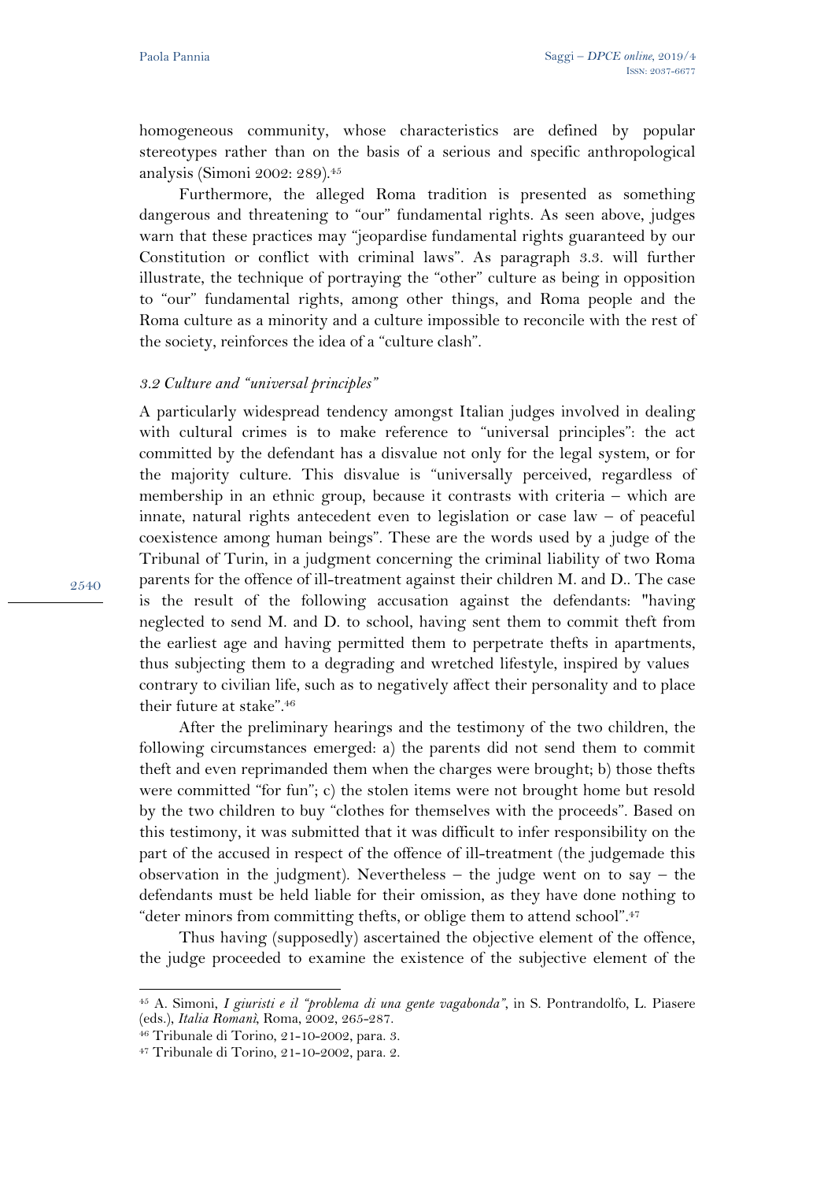homogeneous community, whose characteristics are defined by popular stereotypes rather than on the basis of a serious and specific anthropological analysis (Simoni 2002: 289).[45]

Furthermore, the alleged Roma tradition is presented as something dangerous and threatening to "our" fundamental rights. As seen above, judges warn that these practices may "jeopardise fundamental rights guaranteed by our Constitution or conflict with criminal laws". As paragraph 3.3. will further illustrate, the technique of portraying the "other" culture as being in opposition to "our" fundamental rights, among other things, and Roma people and the Roma culture as a minority and a culture impossible to reconcile with the rest of the society, reinforces the idea of a "culture clash".

### *3.2 Culture and "universal principles"*

A particularly widespread tendency amongst Italian judges involved in dealing with cultural crimes is to make reference to "universal principles": the act committed by the defendant has a disvalue not only for the legal system, or for the majority culture. This disvalue is "universally perceived, regardless of membership in an ethnic group, because it contrasts with criteria – which are innate, natural rights antecedent even to legislation or case law – of peaceful coexistence among human beings". These are the words used by a judge of the Tribunal of Turin, in a judgment concerning the criminal liability of two Roma parents for the offence of ill-treatment against their children M. and D.. The case is the result of the following accusation against the defendants: "having neglected to send M. and D. to school, having sent them to commit theft from the earliest age and having permitted them to perpetrate thefts in apartments, thus subjecting them to a degrading and wretched lifestyle, inspired by values contrary to civilian life, such as to negatively affect their personality and to place their future at stake".[46]

After the preliminary hearings and the testimony of the two children, the following circumstances emerged: a) the parents did not send them to commit theft and even reprimanded them when the charges were brought; b) those thefts were committed "for fun"; c) the stolen items were not brought home but resold by the two children to buy "clothes for themselves with the proceeds". Based on this testimony, it was submitted that it was difficult to infer responsibility on the part of the accused in respect of the offence of ill-treatment (the judgemade this observation in the judgment). Nevertheless – the judge went on to say – the defendants must be held liable for their omission, as they have done nothing to "deter minors from committing thefts, or oblige them to attend school".[47]

Thus having (supposedly) ascertained the objective element of the offence, the judge proceeded to examine the existence of the subjective element of the

---

[45] A. Simoni, *I giuristi e il "problema di una gente vagabonda"*, in S. Pontrandolfo, L. Piasere (eds.), *Italia Romanì*, Roma, 2002, 265-287.

[46] Tribunale di Torino, 21-10-2002, para. 3.

[47] Tribunale di Torino, 21-10-2002, para. 2.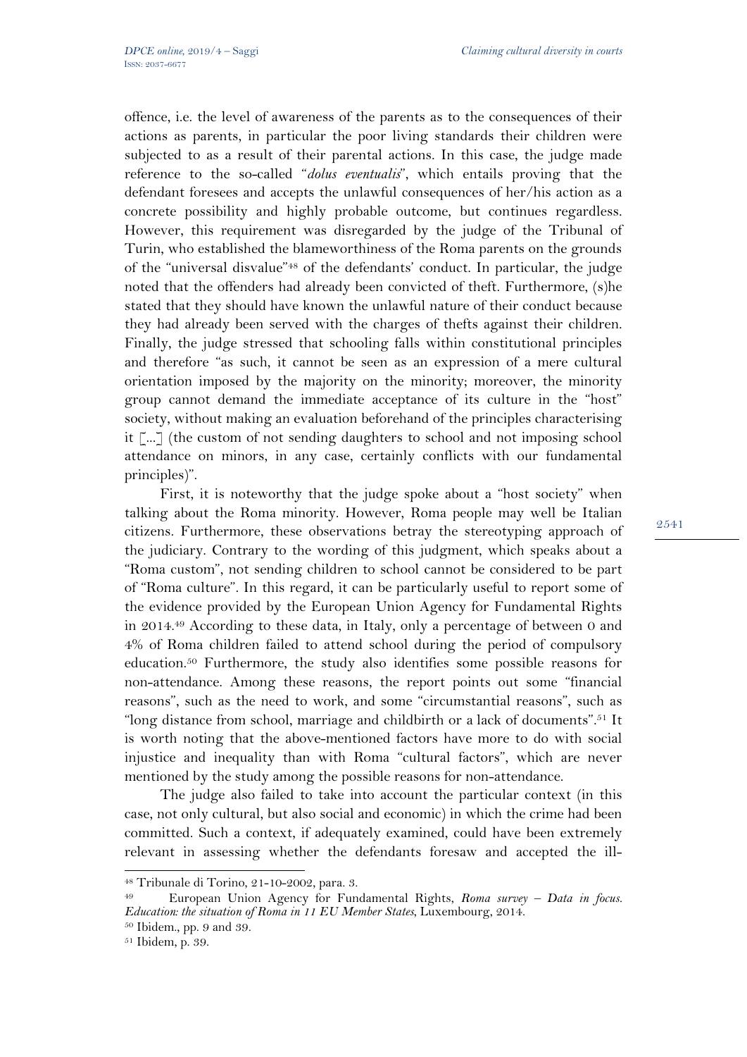offence, i.e. the level of awareness of the parents as to the consequences of their actions as parents, in particular the poor living standards their children were subjected to as a result of their parental actions. In this case, the judge made reference to the so-called "*dolus eventualis*", which entails proving that the defendant foresees and accepts the unlawful consequences of her/his action as a concrete possibility and highly probable outcome, but continues regardless. However, this requirement was disregarded by the judge of the Tribunal of Turin, who established the blameworthiness of the Roma parents on the grounds of the "universal disvalue"[48] of the defendants' conduct. In particular, the judge noted that the offenders had already been convicted of theft. Furthermore, (s)he stated that they should have known the unlawful nature of their conduct because they had already been served with the charges of thefts against their children. Finally, the judge stressed that schooling falls within constitutional principles and therefore "as such, it cannot be seen as an expression of a mere cultural orientation imposed by the majority on the minority; moreover, the minority group cannot demand the immediate acceptance of its culture in the "host" society, without making an evaluation beforehand of the principles characterising it [...] (the custom of not sending daughters to school and not imposing school attendance on minors, in any case, certainly conflicts with our fundamental principles)".

First, it is noteworthy that the judge spoke about a "host society" when talking about the Roma minority. However, Roma people may well be Italian citizens. Furthermore, these observations betray the stereotyping approach of the judiciary. Contrary to the wording of this judgment, which speaks about a "Roma custom", not sending children to school cannot be considered to be part of "Roma culture". In this regard, it can be particularly useful to report some of the evidence provided by the European Union Agency for Fundamental Rights in 2014.[49] According to these data, in Italy, only a percentage of between 0 and 4% of Roma children failed to attend school during the period of compulsory education.[50] Furthermore, the study also identifies some possible reasons for non-attendance. Among these reasons, the report points out some "financial reasons", such as the need to work, and some "circumstantial reasons", such as "long distance from school, marriage and childbirth or a lack of documents".[51] It is worth noting that the above-mentioned factors have more to do with social injustice and inequality than with Roma "cultural factors", which are never mentioned by the study among the possible reasons for non-attendance.

The judge also failed to take into account the particular context (in this case, not only cultural, but also social and economic) in which the crime had been committed. Such a context, if adequately examined, could have been extremely relevant in assessing whether the defendants foresaw and accepted the ill-

---

[48] Tribunale di Torino, 21-10-2002, para. 3.

[49] European Union Agency for Fundamental Rights, *Roma survey – Data in focus. Education: the situation of Roma in 11 EU Member States*, Luxembourg, 2014.

[50] Ibidem., pp. 9 and 39.

[51] Ibidem, p. 39.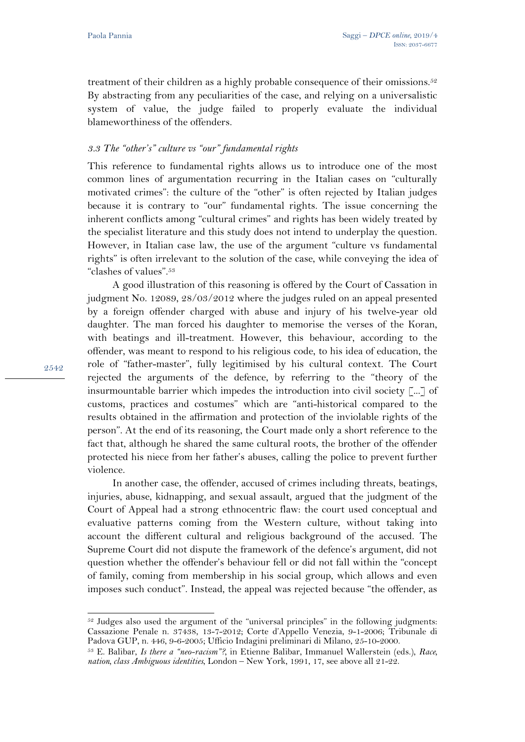treatment of their children as a highly probable consequence of their omissions.[52] By abstracting from any peculiarities of the case, and relying on a universalistic system of value, the judge failed to properly evaluate the individual blameworthiness of the offenders.

### *3.3 The "other's" culture vs "our" fundamental rights*

This reference to fundamental rights allows us to introduce one of the most common lines of argumentation recurring in the Italian cases on "culturally motivated crimes": the culture of the "other" is often rejected by Italian judges because it is contrary to "our" fundamental rights. The issue concerning the inherent conflicts among "cultural crimes" and rights has been widely treated by the specialist literature and this study does not intend to underplay the question. However, in Italian case law, the use of the argument "culture vs fundamental rights" is often irrelevant to the solution of the case, while conveying the idea of "clashes of values".[53]

A good illustration of this reasoning is offered by the Court of Cassation in judgment No. 12089, 28/03/2012 where the judges ruled on an appeal presented by a foreign offender charged with abuse and injury of his twelve-year old daughter. The man forced his daughter to memorise the verses of the Koran, with beatings and ill-treatment. However, this behaviour, according to the offender, was meant to respond to his religious code, to his idea of education, the role of "father-master", fully legitimised by his cultural context. The Court rejected the arguments of the defence, by referring to the "theory of the insurmountable barrier which impedes the introduction into civil society [...] of customs, practices and costumes" which are "anti-historical compared to the results obtained in the affirmation and protection of the inviolable rights of the person". At the end of its reasoning, the Court made only a short reference to the fact that, although he shared the same cultural roots, the brother of the offender protected his niece from her father's abuses, calling the police to prevent further violence.

In another case, the offender, accused of crimes including threats, beatings, injuries, abuse, kidnapping, and sexual assault, argued that the judgment of the Court of Appeal had a strong ethnocentric flaw: the court used conceptual and evaluative patterns coming from the Western culture, without taking into account the different cultural and religious background of the accused. The Supreme Court did not dispute the framework of the defence's argument, did not question whether the offender's behaviour fell or did not fall within the "concept of family, coming from membership in his social group, which allows and even imposes such conduct". Instead, the appeal was rejected because "the offender, as

---

[52] Judges also used the argument of the "universal principles" in the following judgments: Cassazione Penale n. 37438, 13-7-2012; Corte d'Appello Venezia, 9-1-2006; Tribunale di Padova GUP, n. 446, 9-6-2005; Ufficio Indagini preliminari di Milano, 25-10-2000.

[53] E. Balibar, *Is there a "neo-racism"?*, in Etienne Balibar, Immanuel Wallerstein (eds.), *Race, nation, class Ambiguous identities*, London – New York, 1991, 17, see above all 21-22.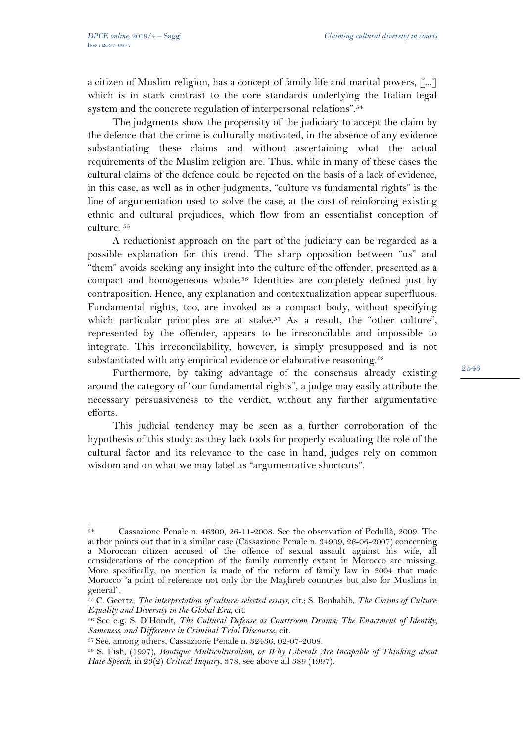a citizen of Muslim religion, has a concept of family life and marital powers, [...] which is in stark contrast to the core standards underlying the Italian legal system and the concrete regulation of interpersonal relations".[54]

The judgments show the propensity of the judiciary to accept the claim by the defence that the crime is culturally motivated, in the absence of any evidence substantiating these claims and without ascertaining what the actual requirements of the Muslim religion are. Thus, while in many of these cases the cultural claims of the defence could be rejected on the basis of a lack of evidence, in this case, as well as in other judgments, "culture vs fundamental rights" is the line of argumentation used to solve the case, at the cost of reinforcing existing ethnic and cultural prejudices, which flow from an essentialist conception of culture. [55]

A reductionist approach on the part of the judiciary can be regarded as a possible explanation for this trend. The sharp opposition between "us" and "them" avoids seeking any insight into the culture of the offender, presented as a compact and homogeneous whole.[56] Identities are completely defined just by contraposition. Hence, any explanation and contextualization appear superfluous. Fundamental rights, too, are invoked as a compact body, without specifying which particular principles are at stake.[57] As a result, the "other culture", represented by the offender, appears to be irreconcilable and impossible to integrate. This irreconcilability, however, is simply presupposed and is not substantiated with any empirical evidence or elaborative reasoning.[58]

Furthermore, by taking advantage of the consensus already existing around the category of "our fundamental rights", a judge may easily attribute the necessary persuasiveness to the verdict, without any further argumentative efforts.

This judicial tendency may be seen as a further corroboration of the hypothesis of this study: as they lack tools for properly evaluating the role of the cultural factor and its relevance to the case in hand, judges rely on common wisdom and on what we may label as "argumentative shortcuts".

---

[54] Cassazione Penale n. 46300, 26-11-2008. See the observation of Pedullà, 2009. The author points out that in a similar case (Cassazione Penale n. 34909, 26-06-2007) concerning a Moroccan citizen accused of the offence of sexual assault against his wife, all considerations of the conception of the family currently extant in Morocco are missing. More specifically, no mention is made of the reform of family law in 2004 that made Morocco "a point of reference not only for the Maghreb countries but also for Muslims in general".

[55] C. Geertz, *The interpretation of culture: selected essays*, cit.; S. Benhabib, *The Claims of Culture: Equality and Diversity in the Global Era*, cit.

[56] See e.g. S. D'Hondt, *The Cultural Defense as Courtroom Drama: The Enactment of Identity, Sameness, and Difference in Criminal Trial Discourse*, cit.

[57] See, among others, Cassazione Penale n. 32436, 02-07-2008.

[58] S. Fish, (1997), *Boutique Multiculturalism, or Why Liberals Are Incapable of Thinking about Hate Speech*, in 23(2) *Critical Inquiry*, 378, see above all 389 (1997).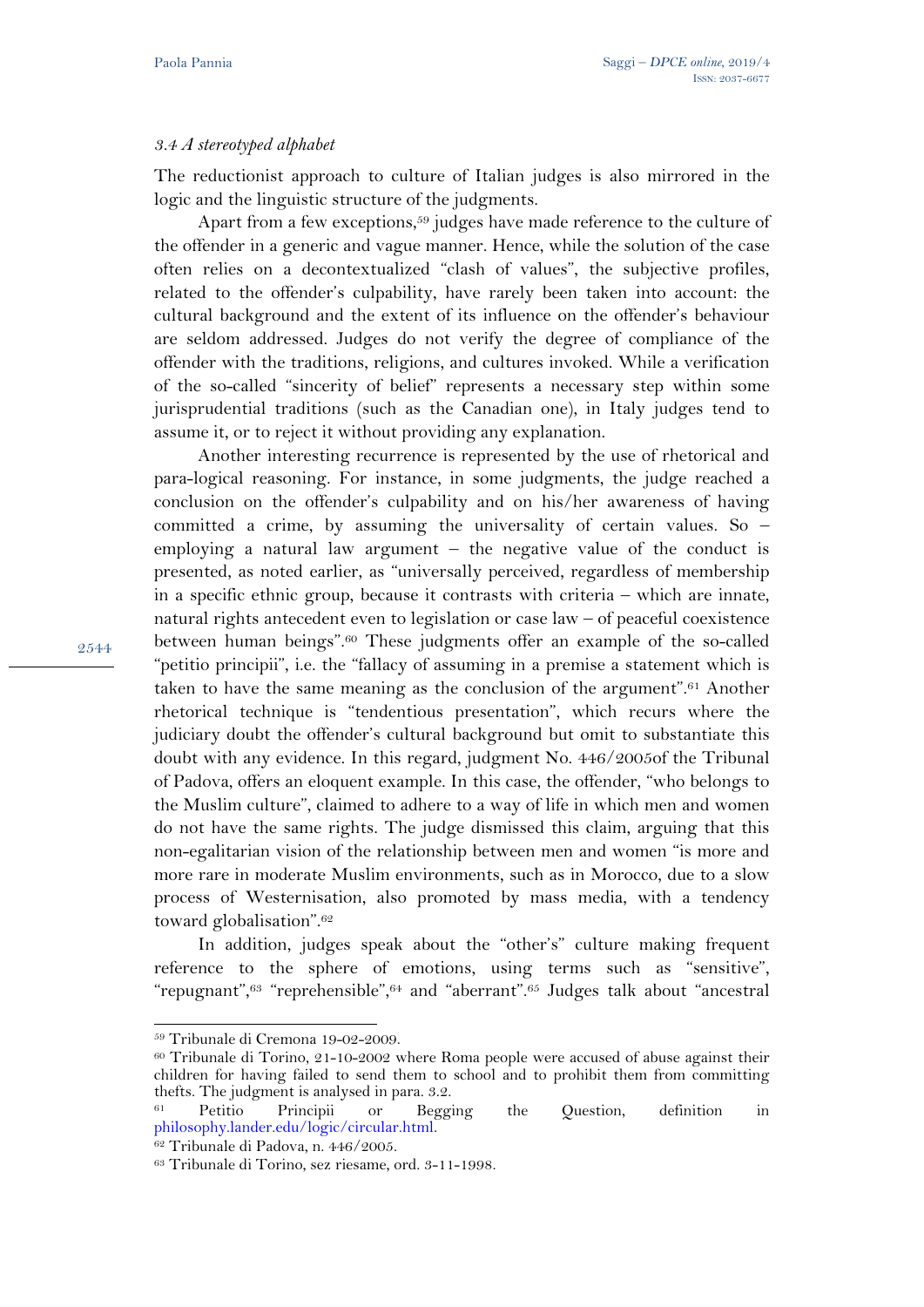### *3.4 A stereotyped alphabet*

The reductionist approach to culture of Italian judges is also mirrored in the logic and the linguistic structure of the judgments.

Apart from a few exceptions,[59] judges have made reference to the culture of the offender in a generic and vague manner. Hence, while the solution of the case often relies on a decontextualized "clash of values", the subjective profiles, related to the offender's culpability, have rarely been taken into account: the cultural background and the extent of its influence on the offender's behaviour are seldom addressed. Judges do not verify the degree of compliance of the offender with the traditions, religions, and cultures invoked. While a verification of the so-called "sincerity of belief" represents a necessary step within some jurisprudential traditions (such as the Canadian one), in Italy judges tend to assume it, or to reject it without providing any explanation.

Another interesting recurrence is represented by the use of rhetorical and para-logical reasoning. For instance, in some judgments, the judge reached a conclusion on the offender's culpability and on his/her awareness of having committed a crime, by assuming the universality of certain values. So – employing a natural law argument – the negative value of the conduct is presented, as noted earlier, as "universally perceived, regardless of membership in a specific ethnic group, because it contrasts with criteria – which are innate, natural rights antecedent even to legislation or case law – of peaceful coexistence between human beings".[60] These judgments offer an example of the so-called "petitio principii", i.e. the "fallacy of assuming in a premise a statement which is taken to have the same meaning as the conclusion of the argument".[61] Another rhetorical technique is "tendentious presentation", which recurs where the judiciary doubt the offender's cultural background but omit to substantiate this doubt with any evidence. In this regard, judgment No. 446/2005of the Tribunal of Padova, offers an eloquent example. In this case, the offender, "who belongs to the Muslim culture", claimed to adhere to a way of life in which men and women do not have the same rights. The judge dismissed this claim, arguing that this non-egalitarian vision of the relationship between men and women "is more and more rare in moderate Muslim environments, such as in Morocco, due to a slow process of Westernisation, also promoted by mass media, with a tendency toward globalisation".[62]

In addition, judges speak about the "other's" culture making frequent reference to the sphere of emotions, using terms such as "sensitive", "repugnant",[63] "reprehensible",[64] and "aberrant".[65] Judges talk about "ancestral

---

[59] Tribunale di Cremona 19-02-2009.

[60] Tribunale di Torino, 21-10-2002 where Roma people were accused of abuse against their children for having failed to send them to school and to prohibit them from committing thefts. The judgment is analysed in para. 3.2.

[61] Petitio Principii or Begging the Question, definition in philosophy.lander.edu/logic/circular.html.

[62] Tribunale di Padova, n. 446/2005.

[63] Tribunale di Torino, sez riesame, ord. 3-11-1998.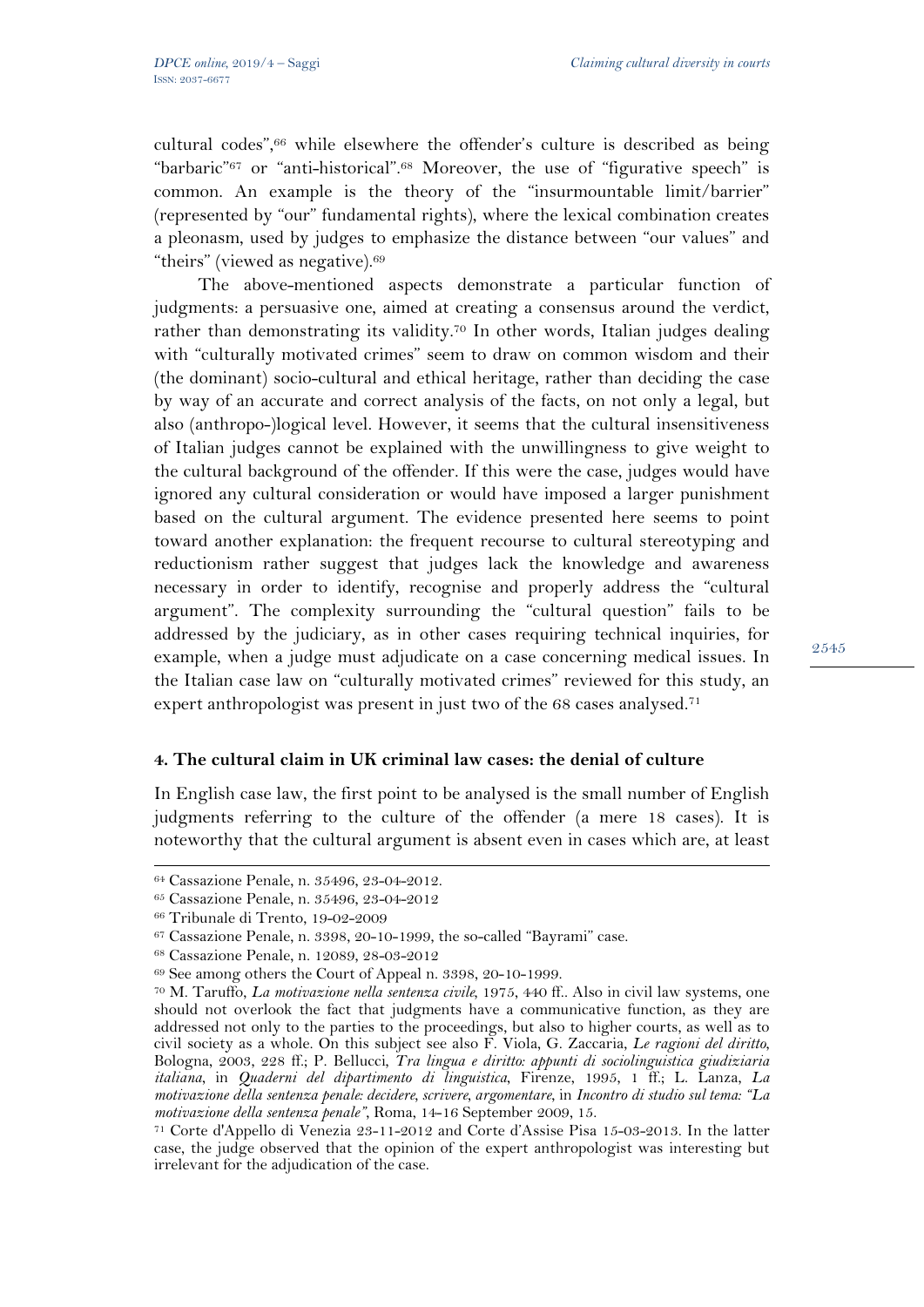cultural codes",[66] while elsewhere the offender's culture is described as being "barbaric"[67] or "anti-historical".[68] Moreover, the use of "figurative speech" is common. An example is the theory of the "insurmountable limit/barrier" (represented by "our" fundamental rights), where the lexical combination creates a pleonasm, used by judges to emphasize the distance between "our values" and "theirs" (viewed as negative).[69]

The above-mentioned aspects demonstrate a particular function of judgments: a persuasive one, aimed at creating a consensus around the verdict, rather than demonstrating its validity.[70] In other words, Italian judges dealing with "culturally motivated crimes" seem to draw on common wisdom and their (the dominant) socio-cultural and ethical heritage, rather than deciding the case by way of an accurate and correct analysis of the facts, on not only a legal, but also (anthropo-)logical level. However, it seems that the cultural insensitiveness of Italian judges cannot be explained with the unwillingness to give weight to the cultural background of the offender. If this were the case, judges would have ignored any cultural consideration or would have imposed a larger punishment based on the cultural argument. The evidence presented here seems to point toward another explanation: the frequent recourse to cultural stereotyping and reductionism rather suggest that judges lack the knowledge and awareness necessary in order to identify, recognise and properly address the "cultural argument". The complexity surrounding the "cultural question" fails to be addressed by the judiciary, as in other cases requiring technical inquiries, for example, when a judge must adjudicate on a case concerning medical issues. In the Italian case law on "culturally motivated crimes" reviewed for this study, an expert anthropologist was present in just two of the 68 cases analysed.[71]

## 4. The cultural claim in UK criminal law cases: the denial of culture

In English case law, the first point to be analysed is the small number of English judgments referring to the culture of the offender (a mere 18 cases). It is noteworthy that the cultural argument is absent even in cases which are, at least

---

[64] Cassazione Penale, n. 35496, 23-04-2012.

[65] Cassazione Penale, n. 35496, 23-04-2012

[66] Tribunale di Trento, 19-02-2009

[67] Cassazione Penale, n. 3398, 20-10-1999, the so-called "Bayrami" case.

[68] Cassazione Penale, n. 12089, 28-03-2012

[69] See among others the Court of Appeal n. 3398, 20-10-1999.

[70] M. Taruffo, *La motivazione nella sentenza civile*, 1975, 440 ff.. Also in civil law systems, one should not overlook the fact that judgments have a communicative function, as they are addressed not only to the parties to the proceedings, but also to higher courts, as well as to civil society as a whole. On this subject see also F. Viola, G. Zaccaria, *Le ragioni del diritto*, Bologna, 2003, 228 ff.; P. Bellucci, *Tra lingua e diritto: appunti di sociolinguistica giudiziaria italiana*, in *Quaderni del dipartimento di linguistica*, Firenze, 1995, 1 ff.; L. Lanza, *La motivazione della sentenza penale: decidere, scrivere, argomentare*, in *Incontro di studio sul tema: "La motivazione della sentenza penale"*, Roma, 14-16 September 2009, 15.

[71] Corte d'Appello di Venezia 23-11-2012 and Corte d'Assise Pisa 15-03-2013. In the latter case, the judge observed that the opinion of the expert anthropologist was interesting but irrelevant for the adjudication of the case.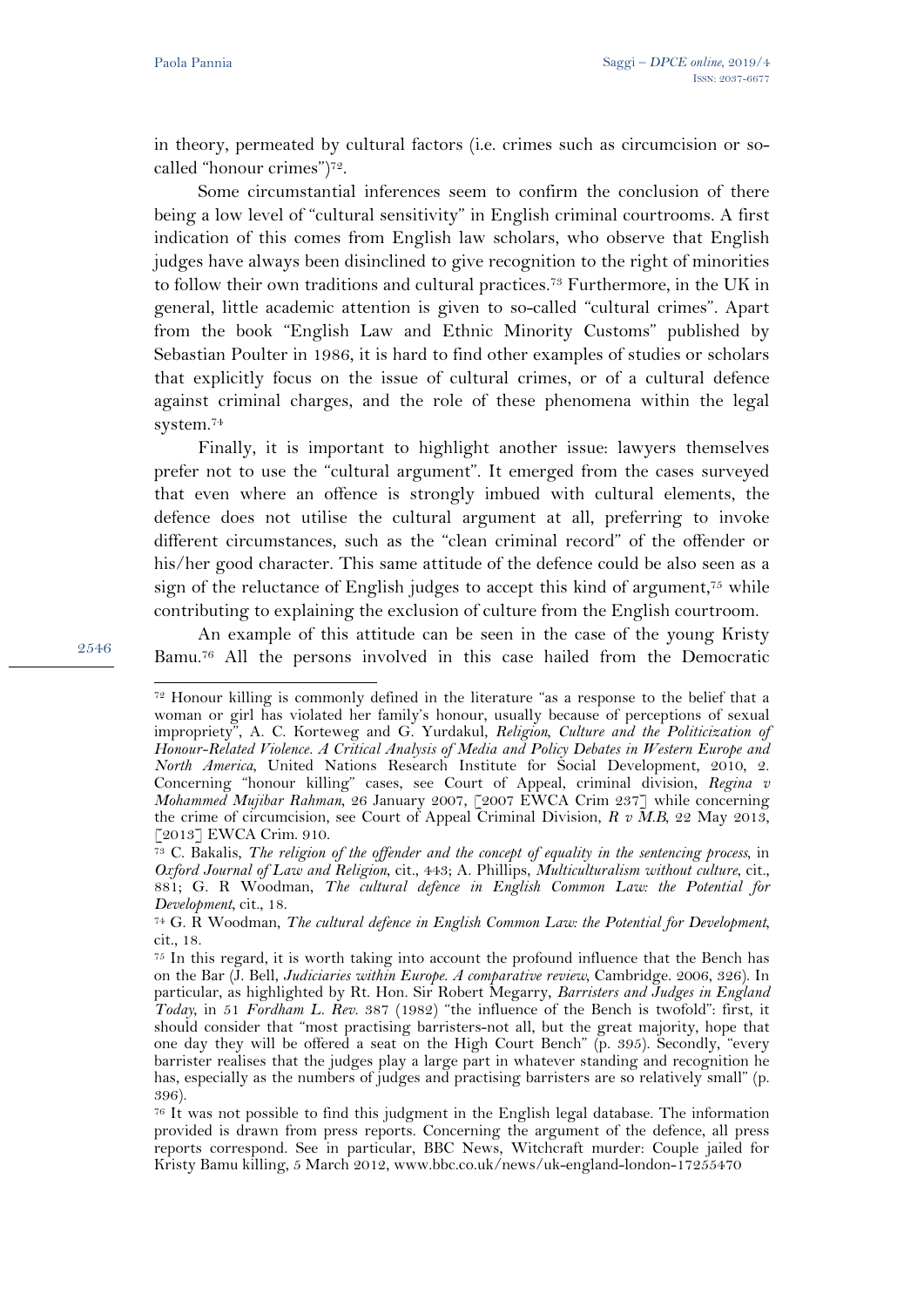in theory, permeated by cultural factors (i.e. crimes such as circumcision or so-called "honour crimes")[72].

Some circumstantial inferences seem to confirm the conclusion of there being a low level of "cultural sensitivity" in English criminal courtrooms. A first indication of this comes from English law scholars, who observe that English judges have always been disinclined to give recognition to the right of minorities to follow their own traditions and cultural practices.[73] Furthermore, in the UK in general, little academic attention is given to so-called "cultural crimes". Apart from the book "English Law and Ethnic Minority Customs" published by Sebastian Poulter in 1986, it is hard to find other examples of studies or scholars that explicitly focus on the issue of cultural crimes, or of a cultural defence against criminal charges, and the role of these phenomena within the legal system.[74]

Finally, it is important to highlight another issue: lawyers themselves prefer not to use the "cultural argument". It emerged from the cases surveyed that even where an offence is strongly imbued with cultural elements, the defence does not utilise the cultural argument at all, preferring to invoke different circumstances, such as the "clean criminal record" of the offender or his/her good character. This same attitude of the defence could be also seen as a sign of the reluctance of English judges to accept this kind of argument,[75] while contributing to explaining the exclusion of culture from the English courtroom.

An example of this attitude can be seen in the case of the young Kristy Bamu.[76] All the persons involved in this case hailed from the Democratic

---

[72] Honour killing is commonly defined in the literature "as a response to the belief that a woman or girl has violated her family's honour, usually because of perceptions of sexual impropriety", A. C. Korteweg and G. Yurdakul, *Religion, Culture and the Politicization of Honour-Related Violence. A Critical Analysis of Media and Policy Debates in Western Europe and North America*, United Nations Research Institute for Social Development, 2010, 2. Concerning "honour killing" cases, see Court of Appeal, criminal division, *Regina v Mohammed Mujibar Rahman*, 26 January 2007, [2007 EWCA Crim 237] while concerning the crime of circumcision, see Court of Appeal Criminal Division, *R v M.B*, 22 May 2013, [2013] EWCA Crim. 910.

[73] C. Bakalis, *The religion of the offender and the concept of equality in the sentencing process*, in *Oxford Journal of Law and Religion*, cit., 443; A. Phillips, *Multiculturalism without culture*, cit., 881; G. R Woodman, *The cultural defence in English Common Law: the Potential for Development*, cit., 18.

[74] G. R Woodman, *The cultural defence in English Common Law: the Potential for Development*, cit., 18.

[75] In this regard, it is worth taking into account the profound influence that the Bench has on the Bar (J. Bell, *Judiciaries within Europe. A comparative review*, Cambridge. 2006, 326). In particular, as highlighted by Rt. Hon. Sir Robert Megarry, *Barristers and Judges in England Today*, in 51 *Fordham L. Rev.* 387 (1982) "the influence of the Bench is twofold": first, it should consider that "most practising barristers-not all, but the great majority, hope that one day they will be offered a seat on the High Court Bench" (p. 395). Secondly, "every barrister realises that the judges play a large part in whatever standing and recognition he has, especially as the numbers of judges and practising barristers are so relatively small" (p. 396).

[76] It was not possible to find this judgment in the English legal database. The information provided is drawn from press reports. Concerning the argument of the defence, all press reports correspond. See in particular, BBC News, Witchcraft murder: Couple jailed for Kristy Bamu killing, 5 March 2012, www.bbc.co.uk/news/uk-england-london-17255470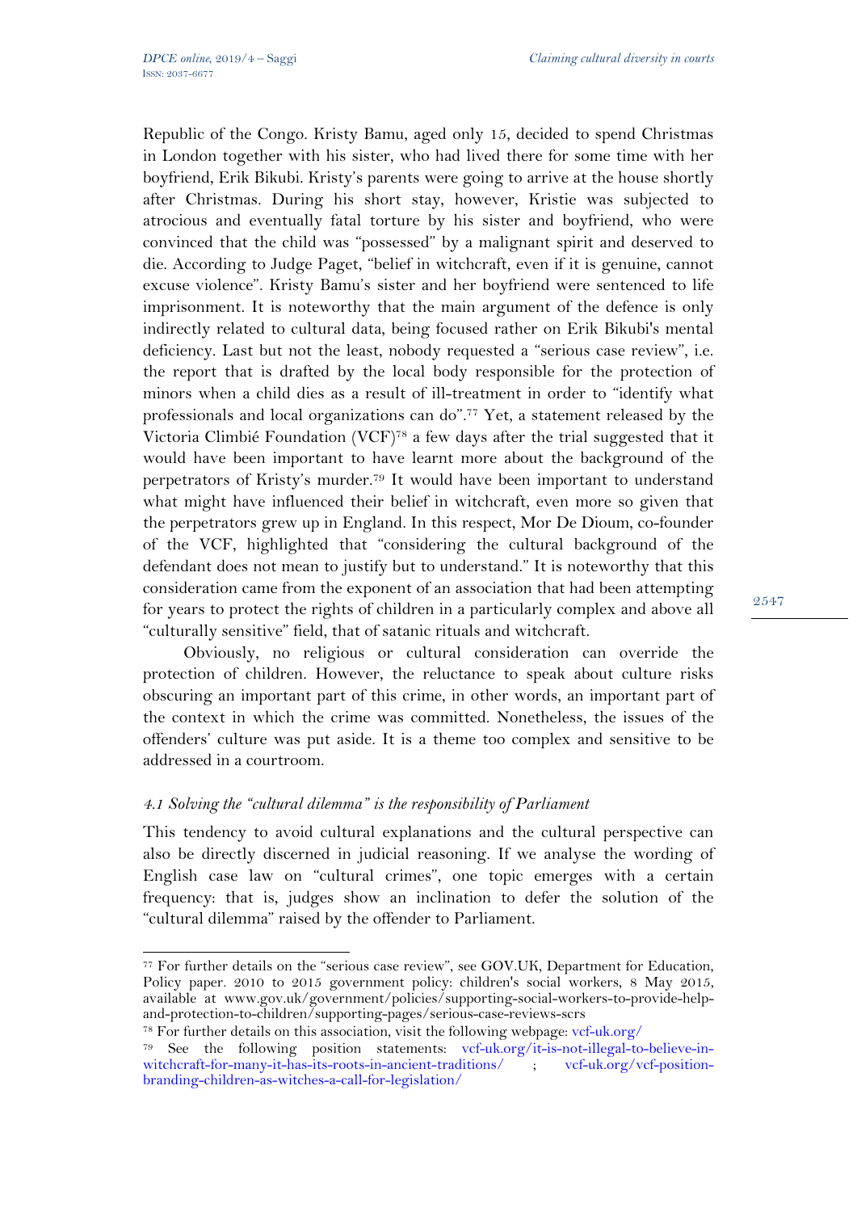Republic of the Congo. Kristy Bamu, aged only 15, decided to spend Christmas in London together with his sister, who had lived there for some time with her boyfriend, Erik Bikubi. Kristy's parents were going to arrive at the house shortly after Christmas. During his short stay, however, Kristie was subjected to atrocious and eventually fatal torture by his sister and boyfriend, who were convinced that the child was "possessed" by a malignant spirit and deserved to die. According to Judge Paget, "belief in witchcraft, even if it is genuine, cannot excuse violence". Kristy Bamu's sister and her boyfriend were sentenced to life imprisonment. It is noteworthy that the main argument of the defence is only indirectly related to cultural data, being focused rather on Erik Bikubi's mental deficiency. Last but not the least, nobody requested a "serious case review", i.e. the report that is drafted by the local body responsible for the protection of minors when a child dies as a result of ill-treatment in order to "identify what professionals and local organizations can do".[77] Yet, a statement released by the Victoria Climbié Foundation (VCF)[78] a few days after the trial suggested that it would have been important to have learnt more about the background of the perpetrators of Kristy's murder.[79] It would have been important to understand what might have influenced their belief in witchcraft, even more so given that the perpetrators grew up in England. In this respect, Mor De Dioum, co-founder of the VCF, highlighted that "considering the cultural background of the defendant does not mean to justify but to understand." It is noteworthy that this consideration came from the exponent of an association that had been attempting for years to protect the rights of children in a particularly complex and above all "culturally sensitive" field, that of satanic rituals and witchcraft.

Obviously, no religious or cultural consideration can override the protection of children. However, the reluctance to speak about culture risks obscuring an important part of this crime, in other words, an important part of the context in which the crime was committed. Nonetheless, the issues of the offenders' culture was put aside. It is a theme too complex and sensitive to be addressed in a courtroom.

### *4.1 Solving the "cultural dilemma" is the responsibility of Parliament*

This tendency to avoid cultural explanations and the cultural perspective can also be directly discerned in judicial reasoning. If we analyse the wording of English case law on "cultural crimes", one topic emerges with a certain frequency: that is, judges show an inclination to defer the solution of the "cultural dilemma" raised by the offender to Parliament.

---

[77] For further details on the "serious case review", see GOV.UK, Department for Education, Policy paper. 2010 to 2015 government policy: children's social workers, 8 May 2015, available at www.gov.uk/government/policies/supporting-social-workers-to-provide-help-and-protection-to-children/supporting-pages/serious-case-reviews-scrs

[78] For further details on this association, visit the following webpage: vcf-uk.org/

[79] See the following position statements: vcf-uk.org/it-is-not-illegal-to-believe-in-witchcraft-for-many-it-has-its-roots-in-ancient-traditions/ ; vcf-uk.org/vcf-position-branding-children-as-witches-a-call-for-legislation/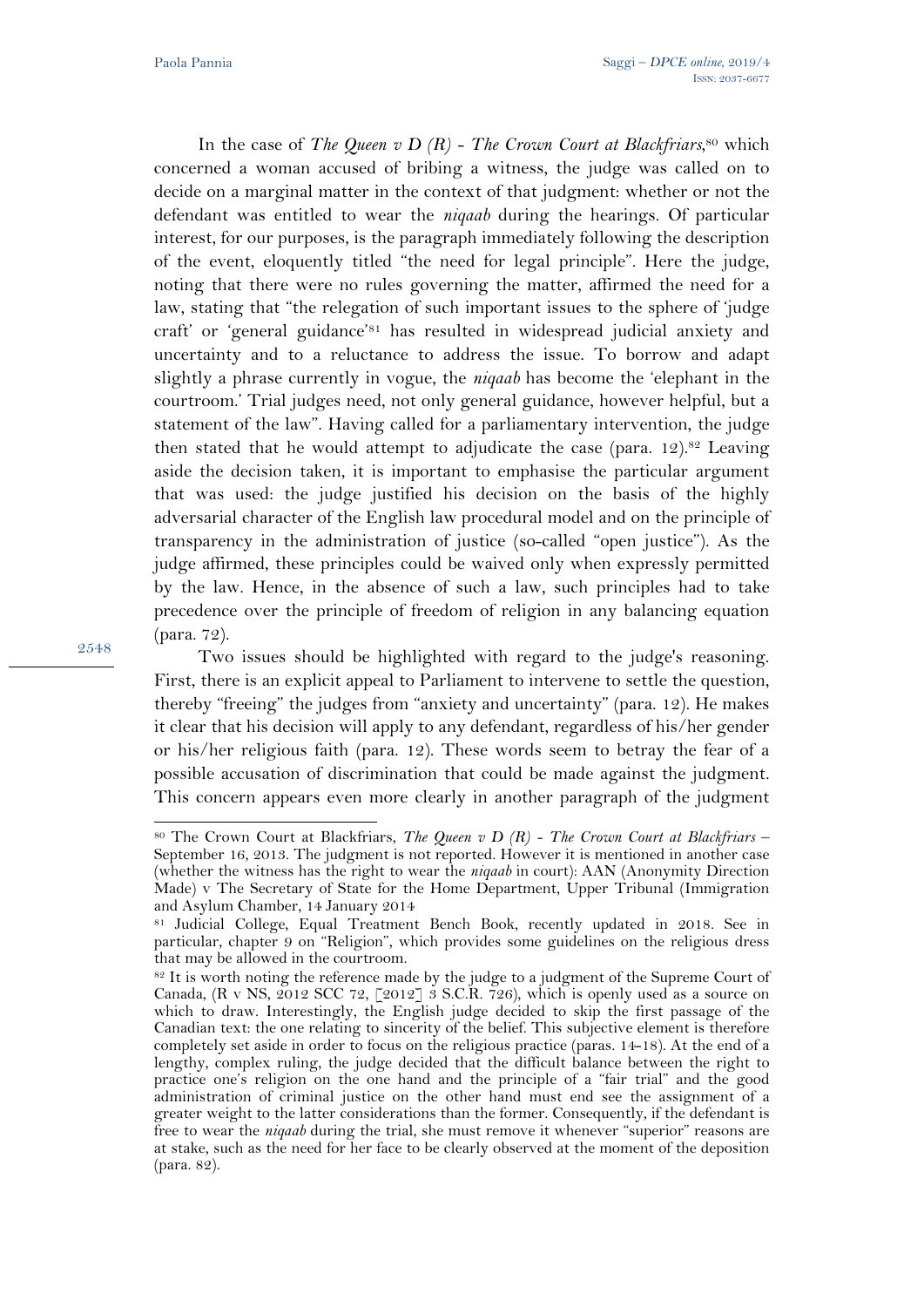In the case of *The Queen v D (R) - The Crown Court at Blackfriars*,[80] which concerned a woman accused of bribing a witness, the judge was called on to decide on a marginal matter in the context of that judgment: whether or not the defendant was entitled to wear the *niqaab* during the hearings. Of particular interest, for our purposes, is the paragraph immediately following the description of the event, eloquently titled "the need for legal principle". Here the judge, noting that there were no rules governing the matter, affirmed the need for a law, stating that "the relegation of such important issues to the sphere of 'judge craft' or 'general guidance'[81] has resulted in widespread judicial anxiety and uncertainty and to a reluctance to address the issue. To borrow and adapt slightly a phrase currently in vogue, the *niqaab* has become the 'elephant in the courtroom.' Trial judges need, not only general guidance, however helpful, but a statement of the law". Having called for a parliamentary intervention, the judge then stated that he would attempt to adjudicate the case (para. 12).[82] Leaving aside the decision taken, it is important to emphasise the particular argument that was used: the judge justified his decision on the basis of the highly adversarial character of the English law procedural model and on the principle of transparency in the administration of justice (so-called "open justice"). As the judge affirmed, these principles could be waived only when expressly permitted by the law. Hence, in the absence of such a law, such principles had to take precedence over the principle of freedom of religion in any balancing equation (para. 72).

Two issues should be highlighted with regard to the judge's reasoning. First, there is an explicit appeal to Parliament to intervene to settle the question, thereby "freeing" the judges from "anxiety and uncertainty" (para. 12). He makes it clear that his decision will apply to any defendant, regardless of his/her gender or his/her religious faith (para. 12). These words seem to betray the fear of a possible accusation of discrimination that could be made against the judgment. This concern appears even more clearly in another paragraph of the judgment

---

[80] The Crown Court at Blackfriars, *The Queen v D (R) - The Crown Court at Blackfriars* – September 16, 2013. The judgment is not reported. However it is mentioned in another case (whether the witness has the right to wear the *niqaab* in court): AAN (Anonymity Direction Made) v The Secretary of State for the Home Department, Upper Tribunal (Immigration and Asylum Chamber, 14 January 2014

[81] Judicial College, Equal Treatment Bench Book, recently updated in 2018. See in particular, chapter 9 on "Religion", which provides some guidelines on the religious dress that may be allowed in the courtroom.

[82] It is worth noting the reference made by the judge to a judgment of the Supreme Court of Canada, (R v NS, 2012 SCC 72, [2012] 3 S.C.R. 726), which is openly used as a source on which to draw. Interestingly, the English judge decided to skip the first passage of the Canadian text: the one relating to sincerity of the belief. This subjective element is therefore completely set aside in order to focus on the religious practice (paras. 14-18). At the end of a lengthy, complex ruling, the judge decided that the difficult balance between the right to practice one's religion on the one hand and the principle of a "fair trial" and the good administration of criminal justice on the other hand must end see the assignment of a greater weight to the latter considerations than the former. Consequently, if the defendant is free to wear the *niqaab* during the trial, she must remove it whenever "superior" reasons are at stake, such as the need for her face to be clearly observed at the moment of the deposition (para. 82).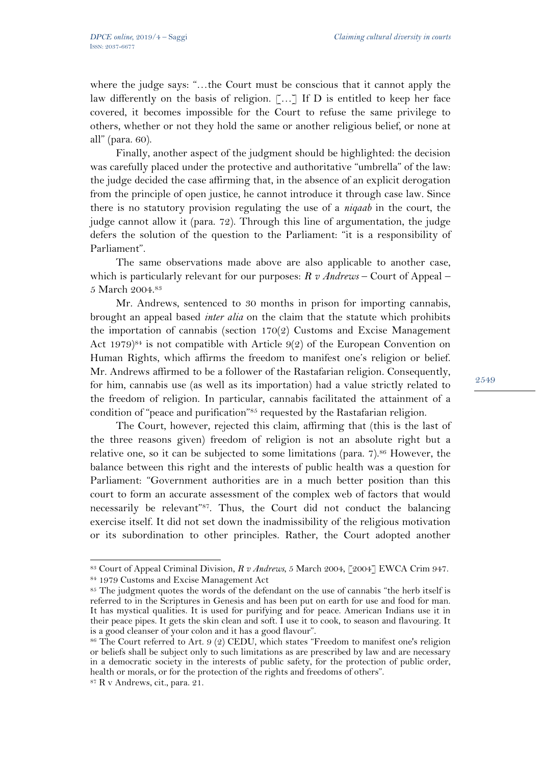where the judge says: "…the Court must be conscious that it cannot apply the law differently on the basis of religion. […] If D is entitled to keep her face covered, it becomes impossible for the Court to refuse the same privilege to others, whether or not they hold the same or another religious belief, or none at all" (para. 60).

Finally, another aspect of the judgment should be highlighted: the decision was carefully placed under the protective and authoritative "umbrella" of the law: the judge decided the case affirming that, in the absence of an explicit derogation from the principle of open justice, he cannot introduce it through case law. Since there is no statutory provision regulating the use of a *niqaab* in the court, the judge cannot allow it (para. 72). Through this line of argumentation, the judge defers the solution of the question to the Parliament: "it is a responsibility of Parliament".

The same observations made above are also applicable to another case, which is particularly relevant for our purposes: *R v Andrews* – Court of Appeal – 5 March 2004.[83]

Mr. Andrews, sentenced to 30 months in prison for importing cannabis, brought an appeal based *inter alia* on the claim that the statute which prohibits the importation of cannabis (section 170(2) Customs and Excise Management Act 1979)[84] is not compatible with Article 9(2) of the European Convention on Human Rights, which affirms the freedom to manifest one's religion or belief. Mr. Andrews affirmed to be a follower of the Rastafarian religion. Consequently, for him, cannabis use (as well as its importation) had a value strictly related to the freedom of religion. In particular, cannabis facilitated the attainment of a condition of "peace and purification"[85] requested by the Rastafarian religion.

The Court, however, rejected this claim, affirming that (this is the last of the three reasons given) freedom of religion is not an absolute right but a relative one, so it can be subjected to some limitations (para. 7).[86] However, the balance between this right and the interests of public health was a question for Parliament: "Government authorities are in a much better position than this court to form an accurate assessment of the complex web of factors that would necessarily be relevant"[87]. Thus, the Court did not conduct the balancing exercise itself. It did not set down the inadmissibility of the religious motivation or its subordination to other principles. Rather, the Court adopted another

---

[83] Court of Appeal Criminal Division, *R v Andrews*, 5 March 2004, [2004] EWCA Crim 947.

[84] 1979 Customs and Excise Management Act

[85] The judgment quotes the words of the defendant on the use of cannabis "the herb itself is referred to in the Scriptures in Genesis and has been put on earth for use and food for man. It has mystical qualities. It is used for purifying and for peace. American Indians use it in their peace pipes. It gets the skin clean and soft. I use it to cook, to season and flavouring. It is a good cleanser of your colon and it has a good flavour".

[86] The Court referred to Art. 9 (2) CEDU, which states "Freedom to manifest one's religion or beliefs shall be subject only to such limitations as are prescribed by law and are necessary in a democratic society in the interests of public safety, for the protection of public order, health or morals, or for the protection of the rights and freedoms of others".

[87] R v Andrews, cit., para. 21.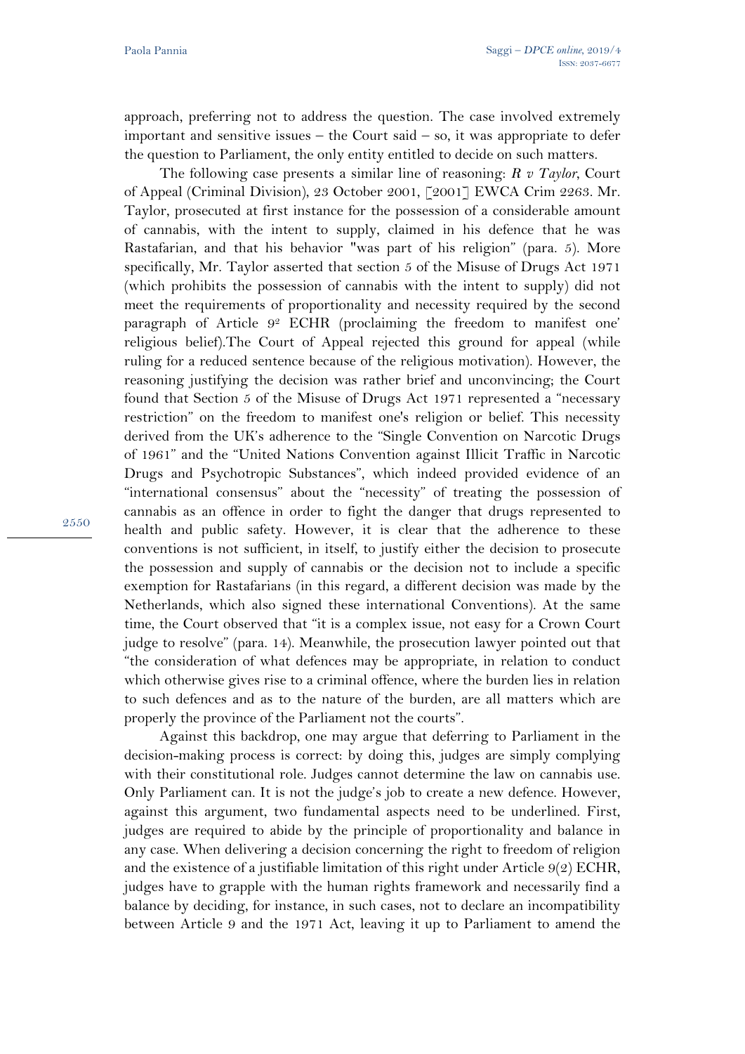approach, preferring not to address the question. The case involved extremely important and sensitive issues – the Court said – so, it was appropriate to defer the question to Parliament, the only entity entitled to decide on such matters.

The following case presents a similar line of reasoning: *R v Taylor*, Court of Appeal (Criminal Division), 23 October 2001, [2001] EWCA Crim 2263. Mr. Taylor, prosecuted at first instance for the possession of a considerable amount of cannabis, with the intent to supply, claimed in his defence that he was Rastafarian, and that his behavior "was part of his religion" (para. 5). More specifically, Mr. Taylor asserted that section 5 of the Misuse of Drugs Act 1971 (which prohibits the possession of cannabis with the intent to supply) did not meet the requirements of proportionality and necessity required by the second paragraph of Article 9[2] ECHR (proclaiming the freedom to manifest one' religious belief).The Court of Appeal rejected this ground for appeal (while ruling for a reduced sentence because of the religious motivation). However, the reasoning justifying the decision was rather brief and unconvincing; the Court found that Section 5 of the Misuse of Drugs Act 1971 represented a "necessary restriction" on the freedom to manifest one's religion or belief. This necessity derived from the UK's adherence to the "Single Convention on Narcotic Drugs of 1961" and the "United Nations Convention against Illicit Traffic in Narcotic Drugs and Psychotropic Substances", which indeed provided evidence of an "international consensus" about the "necessity" of treating the possession of cannabis as an offence in order to fight the danger that drugs represented to health and public safety. However, it is clear that the adherence to these conventions is not sufficient, in itself, to justify either the decision to prosecute the possession and supply of cannabis or the decision not to include a specific exemption for Rastafarians (in this regard, a different decision was made by the Netherlands, which also signed these international Conventions). At the same time, the Court observed that "it is a complex issue, not easy for a Crown Court judge to resolve" (para. 14). Meanwhile, the prosecution lawyer pointed out that "the consideration of what defences may be appropriate, in relation to conduct which otherwise gives rise to a criminal offence, where the burden lies in relation to such defences and as to the nature of the burden, are all matters which are properly the province of the Parliament not the courts".

Against this backdrop, one may argue that deferring to Parliament in the decision-making process is correct: by doing this, judges are simply complying with their constitutional role. Judges cannot determine the law on cannabis use. Only Parliament can. It is not the judge's job to create a new defence. However, against this argument, two fundamental aspects need to be underlined. First, judges are required to abide by the principle of proportionality and balance in any case. When delivering a decision concerning the right to freedom of religion and the existence of a justifiable limitation of this right under Article 9(2) ECHR, judges have to grapple with the human rights framework and necessarily find a balance by deciding, for instance, in such cases, not to declare an incompatibility between Article 9 and the 1971 Act, leaving it up to Parliament to amend the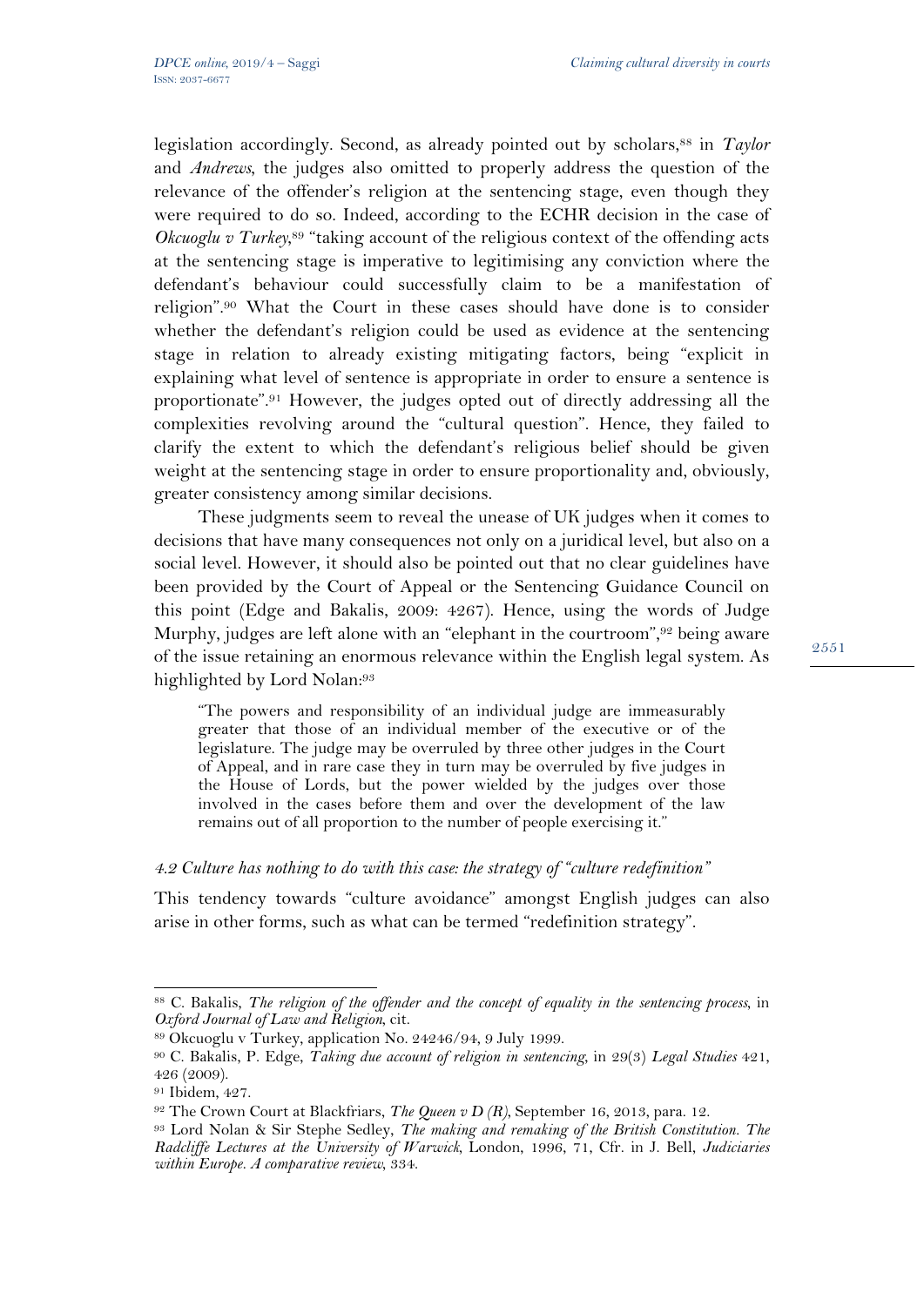legislation accordingly. Second, as already pointed out by scholars,[88] in *Taylor* and *Andrews*, the judges also omitted to properly address the question of the relevance of the offender's religion at the sentencing stage, even though they were required to do so. Indeed, according to the ECHR decision in the case of *Okcuoglu v Turkey*,[89] "taking account of the religious context of the offending acts at the sentencing stage is imperative to legitimising any conviction where the defendant's behaviour could successfully claim to be a manifestation of religion".[90] What the Court in these cases should have done is to consider whether the defendant's religion could be used as evidence at the sentencing stage in relation to already existing mitigating factors, being "explicit in explaining what level of sentence is appropriate in order to ensure a sentence is proportionate".[91] However, the judges opted out of directly addressing all the complexities revolving around the "cultural question". Hence, they failed to clarify the extent to which the defendant's religious belief should be given weight at the sentencing stage in order to ensure proportionality and, obviously, greater consistency among similar decisions.

These judgments seem to reveal the unease of UK judges when it comes to decisions that have many consequences not only on a juridical level, but also on a social level. However, it should also be pointed out that no clear guidelines have been provided by the Court of Appeal or the Sentencing Guidance Council on this point (Edge and Bakalis, 2009: 4267). Hence, using the words of Judge Murphy, judges are left alone with an "elephant in the courtroom",[92] being aware of the issue retaining an enormous relevance within the English legal system. As highlighted by Lord Nolan:[93]

> "The powers and responsibility of an individual judge are immeasurably greater that those of an individual member of the executive or of the legislature. The judge may be overruled by three other judges in the Court of Appeal, and in rare case they in turn may be overruled by five judges in the House of Lords, but the power wielded by the judges over those involved in the cases before them and over the development of the law remains out of all proportion to the number of people exercising it."

### *4.2 Culture has nothing to do with this case: the strategy of "culture redefinition"*

This tendency towards "culture avoidance" amongst English judges can also arise in other forms, such as what can be termed "redefinition strategy".

---

[88] C. Bakalis, *The religion of the offender and the concept of equality in the sentencing process*, in *Oxford Journal of Law and Religion*, cit.

[89] Okcuoglu v Turkey, application No. 24246/94, 9 July 1999.

[90] C. Bakalis, P. Edge, *Taking due account of religion in sentencing*, in 29(3) *Legal Studies* 421, 426 (2009).

[91] Ibidem, 427.

[92] The Crown Court at Blackfriars, *The Queen v D (R)*, September 16, 2013, para. 12.

[93] Lord Nolan & Sir Stephe Sedley, *The making and remaking of the British Constitution. The Radcliffe Lectures at the University of Warwick*, London, 1996, 71, Cfr. in J. Bell, *Judiciaries within Europe. A comparative review*, 334.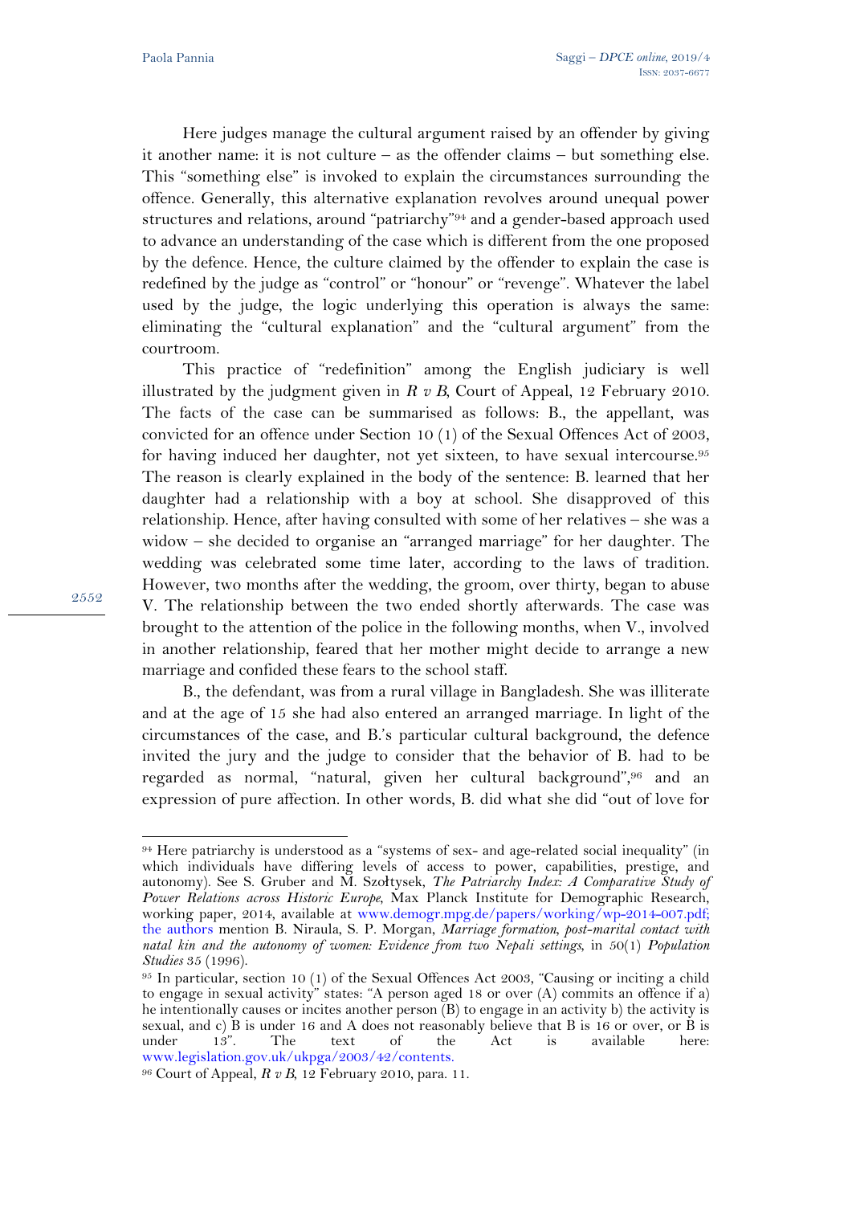Here judges manage the cultural argument raised by an offender by giving it another name: it is not culture – as the offender claims – but something else. This "something else" is invoked to explain the circumstances surrounding the offence. Generally, this alternative explanation revolves around unequal power structures and relations, around "patriarchy"[94] and a gender-based approach used to advance an understanding of the case which is different from the one proposed by the defence. Hence, the culture claimed by the offender to explain the case is redefined by the judge as "control" or "honour" or "revenge". Whatever the label used by the judge, the logic underlying this operation is always the same: eliminating the "cultural explanation" and the "cultural argument" from the courtroom.

This practice of "redefinition" among the English judiciary is well illustrated by the judgment given in *R v B*, Court of Appeal, 12 February 2010. The facts of the case can be summarised as follows: B., the appellant, was convicted for an offence under Section 10 (1) of the Sexual Offences Act of 2003, for having induced her daughter, not yet sixteen, to have sexual intercourse.[95] The reason is clearly explained in the body of the sentence: B. learned that her daughter had a relationship with a boy at school. She disapproved of this relationship. Hence, after having consulted with some of her relatives – she was a widow – she decided to organise an "arranged marriage" for her daughter. The wedding was celebrated some time later, according to the laws of tradition. However, two months after the wedding, the groom, over thirty, began to abuse V. The relationship between the two ended shortly afterwards. The case was brought to the attention of the police in the following months, when V., involved in another relationship, feared that her mother might decide to arrange a new marriage and confided these fears to the school staff.

B., the defendant, was from a rural village in Bangladesh. She was illiterate and at the age of 15 she had also entered an arranged marriage. In light of the circumstances of the case, and B.'s particular cultural background, the defence invited the jury and the judge to consider that the behavior of B. had to be regarded as normal, "natural, given her cultural background",[96] and an expression of pure affection. In other words, B. did what she did "out of love for

---

[94] Here patriarchy is understood as a "systems of sex- and age-related social inequality" (in which individuals have differing levels of access to power, capabilities, prestige, and autonomy). See S. Gruber and M. Szołtysek, *The Patriarchy Index: A Comparative Study of Power Relations across Historic Europe*, Max Planck Institute for Demographic Research, working paper, 2014, available at www.demogr.mpg.de/papers/working/wp-2014-007.pdf; the authors mention B. Niraula, S. P. Morgan, *Marriage formation, post-marital contact with natal kin and the autonomy of women: Evidence from two Nepali settings*, in 50(1) *Population Studies* 35 (1996).

[95] In particular, section 10 (1) of the Sexual Offences Act 2003, "Causing or inciting a child to engage in sexual activity" states: "A person aged 18 or over (A) commits an offence if a) he intentionally causes or incites another person (B) to engage in an activity b) the activity is sexual, and c) B is under 16 and A does not reasonably believe that B is 16 or over, or B is under 13". The text of the Act is available here: www.legislation.gov.uk/ukpga/2003/42/contents.

[96] Court of Appeal, *R v B*, 12 February 2010, para. 11.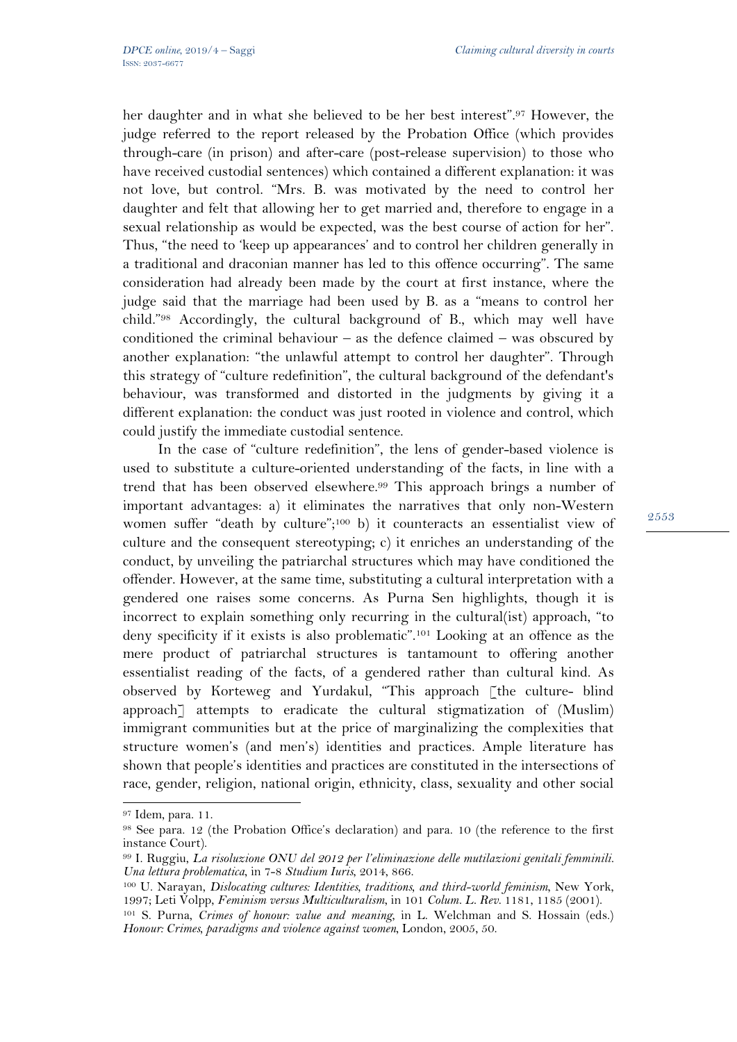her daughter and in what she believed to be her best interest".[97] However, the judge referred to the report released by the Probation Office (which provides through-care (in prison) and after-care (post-release supervision) to those who have received custodial sentences) which contained a different explanation: it was not love, but control. "Mrs. B. was motivated by the need to control her daughter and felt that allowing her to get married and, therefore to engage in a sexual relationship as would be expected, was the best course of action for her". Thus, "the need to 'keep up appearances' and to control her children generally in a traditional and draconian manner has led to this offence occurring". The same consideration had already been made by the court at first instance, where the judge said that the marriage had been used by B. as a "means to control her child."[98] Accordingly, the cultural background of B., which may well have conditioned the criminal behaviour – as the defence claimed – was obscured by another explanation: "the unlawful attempt to control her daughter". Through this strategy of "culture redefinition", the cultural background of the defendant's behaviour, was transformed and distorted in the judgments by giving it a different explanation: the conduct was just rooted in violence and control, which could justify the immediate custodial sentence.

In the case of "culture redefinition", the lens of gender-based violence is used to substitute a culture-oriented understanding of the facts, in line with a trend that has been observed elsewhere.[99] This approach brings a number of important advantages: a) it eliminates the narratives that only non-Western women suffer "death by culture";[100] b) it counteracts an essentialist view of culture and the consequent stereotyping; c) it enriches an understanding of the conduct, by unveiling the patriarchal structures which may have conditioned the offender. However, at the same time, substituting a cultural interpretation with a gendered one raises some concerns. As Purna Sen highlights, though it is incorrect to explain something only recurring in the cultural(ist) approach, "to deny specificity if it exists is also problematic".[101] Looking at an offence as the mere product of patriarchal structures is tantamount to offering another essentialist reading of the facts, of a gendered rather than cultural kind. As observed by Korteweg and Yurdakul, "This approach [the culture- blind approach] attempts to eradicate the cultural stigmatization of (Muslim) immigrant communities but at the price of marginalizing the complexities that structure women's (and men's) identities and practices. Ample literature has shown that people's identities and practices are constituted in the intersections of race, gender, religion, national origin, ethnicity, class, sexuality and other social

---

[97] Idem, para. 11.

[98] See para. 12 (the Probation Office's declaration) and para. 10 (the reference to the first instance Court).

[99] I. Ruggiu, *La risoluzione ONU del 2012 per l'eliminazione delle mutilazioni genitali femminili. Una lettura problematica*, in 7-8 *Studium Iuris*, 2014, 866.

[100] U. Narayan, *Dislocating cultures: Identities, traditions, and third-world feminism*, New York, 1997; Leti Volpp, *Feminism versus Multiculturalism*, in 101 *Colum. L. Rev.* 1181, 1185 (2001).

[101] S. Purna, *Crimes of honour: value and meaning*, in L. Welchman and S. Hossain (eds.) *Honour: Crimes, paradigms and violence against women*, London, 2005, 50.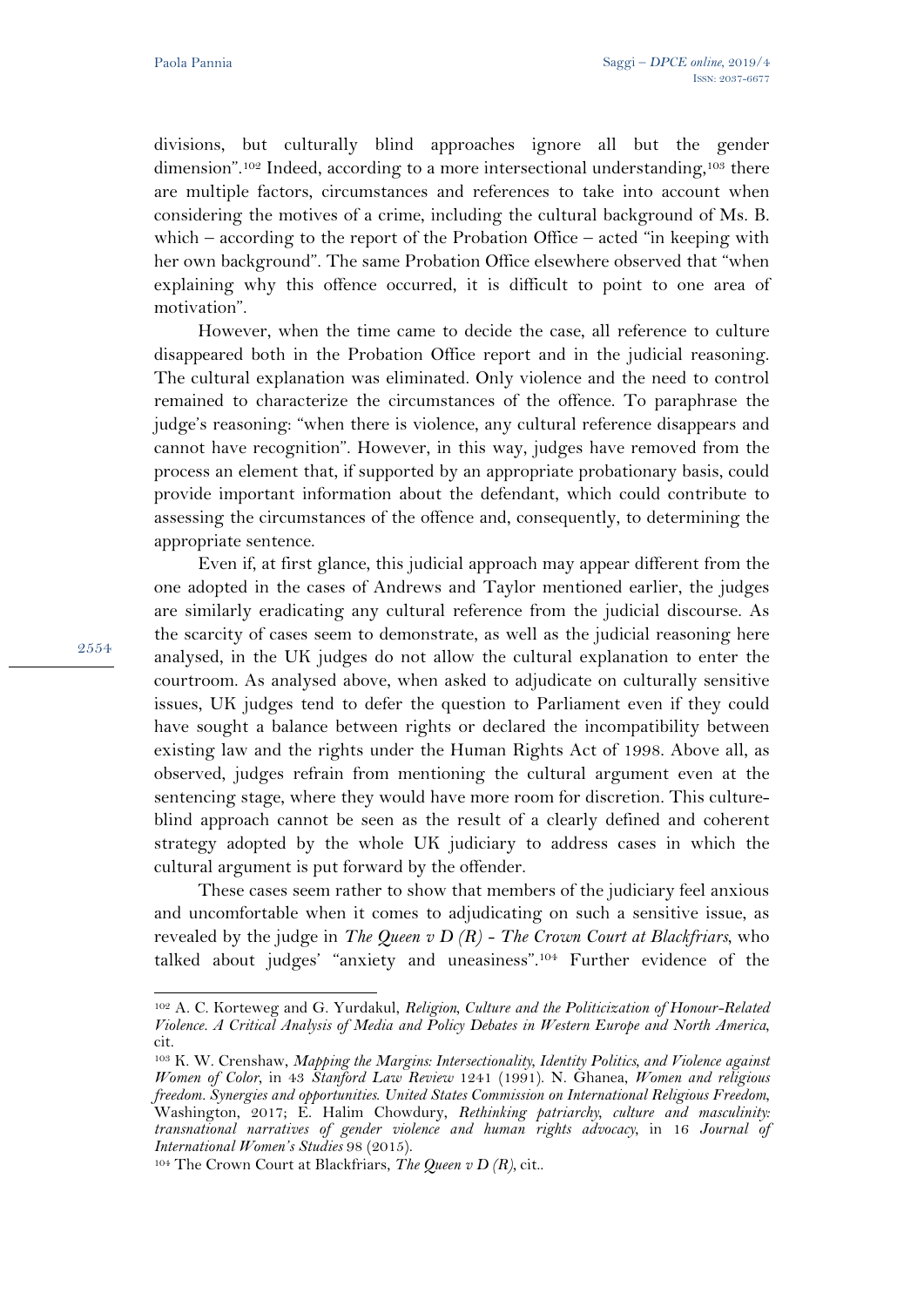divisions, but culturally blind approaches ignore all but the gender dimension".[102] Indeed, according to a more intersectional understanding,[103] there are multiple factors, circumstances and references to take into account when considering the motives of a crime, including the cultural background of Ms. B. which – according to the report of the Probation Office – acted "in keeping with her own background". The same Probation Office elsewhere observed that "when explaining why this offence occurred, it is difficult to point to one area of motivation".

However, when the time came to decide the case, all reference to culture disappeared both in the Probation Office report and in the judicial reasoning. The cultural explanation was eliminated. Only violence and the need to control remained to characterize the circumstances of the offence. To paraphrase the judge's reasoning: "when there is violence, any cultural reference disappears and cannot have recognition". However, in this way, judges have removed from the process an element that, if supported by an appropriate probationary basis, could provide important information about the defendant, which could contribute to assessing the circumstances of the offence and, consequently, to determining the appropriate sentence.

Even if, at first glance, this judicial approach may appear different from the one adopted in the cases of Andrews and Taylor mentioned earlier, the judges are similarly eradicating any cultural reference from the judicial discourse. As the scarcity of cases seem to demonstrate, as well as the judicial reasoning here analysed, in the UK judges do not allow the cultural explanation to enter the courtroom. As analysed above, when asked to adjudicate on culturally sensitive issues, UK judges tend to defer the question to Parliament even if they could have sought a balance between rights or declared the incompatibility between existing law and the rights under the Human Rights Act of 1998. Above all, as observed, judges refrain from mentioning the cultural argument even at the sentencing stage, where they would have more room for discretion. This culture-blind approach cannot be seen as the result of a clearly defined and coherent strategy adopted by the whole UK judiciary to address cases in which the cultural argument is put forward by the offender.

These cases seem rather to show that members of the judiciary feel anxious and uncomfortable when it comes to adjudicating on such a sensitive issue, as revealed by the judge in *The Queen v D (R) - The Crown Court at Blackfriars*, who talked about judges' "anxiety and uneasiness".[104] Further evidence of the

---

[102] A. C. Korteweg and G. Yurdakul, *Religion, Culture and the Politicization of Honour-Related Violence. A Critical Analysis of Media and Policy Debates in Western Europe and North America*, cit.

[103] K. W. Crenshaw, *Mapping the Margins: Intersectionality, Identity Politics, and Violence against Women of Color*, in 43 *Stanford Law Review* 1241 (1991). N. Ghanea, *Women and religious freedom. Synergies and opportunities. United States Commission on International Religious Freedom*, Washington, 2017; E. Halim Chowdury, *Rethinking patriarchy, culture and masculinity: transnational narratives of gender violence and human rights advocacy*, in 16 *Journal of International Women's Studies* 98 (2015).

[104] The Crown Court at Blackfriars, *The Queen v D (R)*, cit..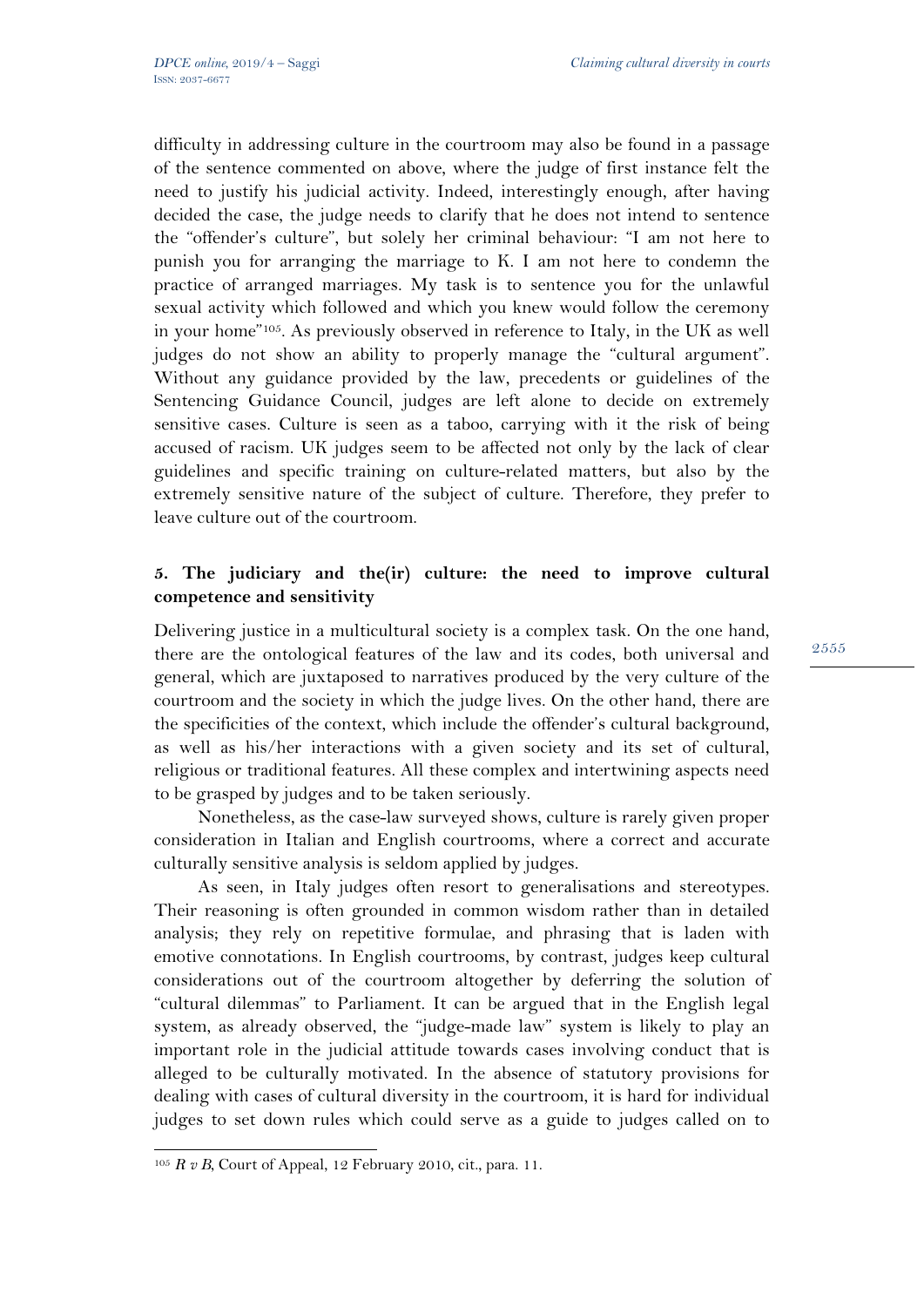difficulty in addressing culture in the courtroom may also be found in a passage of the sentence commented on above, where the judge of first instance felt the need to justify his judicial activity. Indeed, interestingly enough, after having decided the case, the judge needs to clarify that he does not intend to sentence the "offender's culture", but solely her criminal behaviour: "I am not here to punish you for arranging the marriage to K. I am not here to condemn the practice of arranged marriages. My task is to sentence you for the unlawful sexual activity which followed and which you knew would follow the ceremony in your home"[105]. As previously observed in reference to Italy, in the UK as well judges do not show an ability to properly manage the "cultural argument". Without any guidance provided by the law, precedents or guidelines of the Sentencing Guidance Council, judges are left alone to decide on extremely sensitive cases. Culture is seen as a taboo, carrying with it the risk of being accused of racism. UK judges seem to be affected not only by the lack of clear guidelines and specific training on culture-related matters, but also by the extremely sensitive nature of the subject of culture. Therefore, they prefer to leave culture out of the courtroom.

## 5. The judiciary and the(ir) culture: the need to improve cultural competence and sensitivity

Delivering justice in a multicultural society is a complex task. On the one hand, there are the ontological features of the law and its codes, both universal and general, which are juxtaposed to narratives produced by the very culture of the courtroom and the society in which the judge lives. On the other hand, there are the specificities of the context, which include the offender's cultural background, as well as his/her interactions with a given society and its set of cultural, religious or traditional features. All these complex and intertwining aspects need to be grasped by judges and to be taken seriously.

Nonetheless, as the case-law surveyed shows, culture is rarely given proper consideration in Italian and English courtrooms, where a correct and accurate culturally sensitive analysis is seldom applied by judges.

As seen, in Italy judges often resort to generalisations and stereotypes. Their reasoning is often grounded in common wisdom rather than in detailed analysis; they rely on repetitive formulae, and phrasing that is laden with emotive connotations. In English courtrooms, by contrast, judges keep cultural considerations out of the courtroom altogether by deferring the solution of "cultural dilemmas" to Parliament. It can be argued that in the English legal system, as already observed, the "judge-made law" system is likely to play an important role in the judicial attitude towards cases involving conduct that is alleged to be culturally motivated. In the absence of statutory provisions for dealing with cases of cultural diversity in the courtroom, it is hard for individual judges to set down rules which could serve as a guide to judges called on to

[105] *R v B*, Court of Appeal, 12 February 2010, cit., para. 11.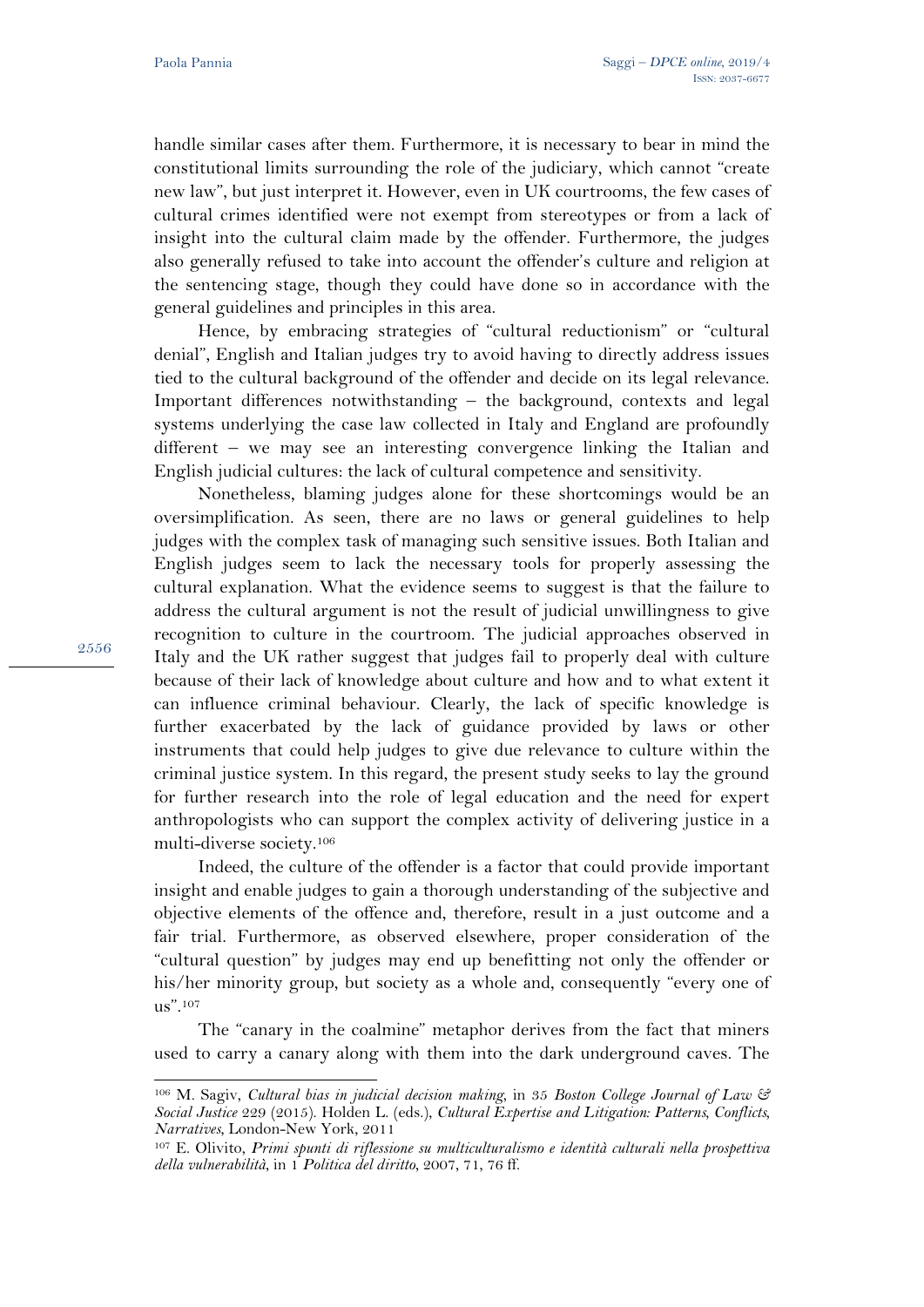handle similar cases after them. Furthermore, it is necessary to bear in mind the constitutional limits surrounding the role of the judiciary, which cannot "create new law", but just interpret it. However, even in UK courtrooms, the few cases of cultural crimes identified were not exempt from stereotypes or from a lack of insight into the cultural claim made by the offender. Furthermore, the judges also generally refused to take into account the offender's culture and religion at the sentencing stage, though they could have done so in accordance with the general guidelines and principles in this area.

Hence, by embracing strategies of "cultural reductionism" or "cultural denial", English and Italian judges try to avoid having to directly address issues tied to the cultural background of the offender and decide on its legal relevance. Important differences notwithstanding – the background, contexts and legal systems underlying the case law collected in Italy and England are profoundly different – we may see an interesting convergence linking the Italian and English judicial cultures: the lack of cultural competence and sensitivity.

Nonetheless, blaming judges alone for these shortcomings would be an oversimplification. As seen, there are no laws or general guidelines to help judges with the complex task of managing such sensitive issues. Both Italian and English judges seem to lack the necessary tools for properly assessing the cultural explanation. What the evidence seems to suggest is that the failure to address the cultural argument is not the result of judicial unwillingness to give recognition to culture in the courtroom. The judicial approaches observed in Italy and the UK rather suggest that judges fail to properly deal with culture because of their lack of knowledge about culture and how and to what extent it can influence criminal behaviour. Clearly, the lack of specific knowledge is further exacerbated by the lack of guidance provided by laws or other instruments that could help judges to give due relevance to culture within the criminal justice system. In this regard, the present study seeks to lay the ground for further research into the role of legal education and the need for expert anthropologists who can support the complex activity of delivering justice in a multi-diverse society.[106]

Indeed, the culture of the offender is a factor that could provide important insight and enable judges to gain a thorough understanding of the subjective and objective elements of the offence and, therefore, result in a just outcome and a fair trial. Furthermore, as observed elsewhere, proper consideration of the "cultural question" by judges may end up benefitting not only the offender or his/her minority group, but society as a whole and, consequently "every one of us".[107]

The "canary in the coalmine" metaphor derives from the fact that miners used to carry a canary along with them into the dark underground caves. The

---

[106] M. Sagiv, *Cultural bias in judicial decision making*, in 35 *Boston College Journal of Law & Social Justice* 229 (2015). Holden L. (eds.), *Cultural Expertise and Litigation: Patterns, Conflicts, Narratives*, London-New York, 2011

[107] E. Olivito, *Primi spunti di riflessione su multiculturalismo e identità culturali nella prospettiva della vulnerabilità*, in 1 *Politica del diritto*, 2007, 71, 76 ff.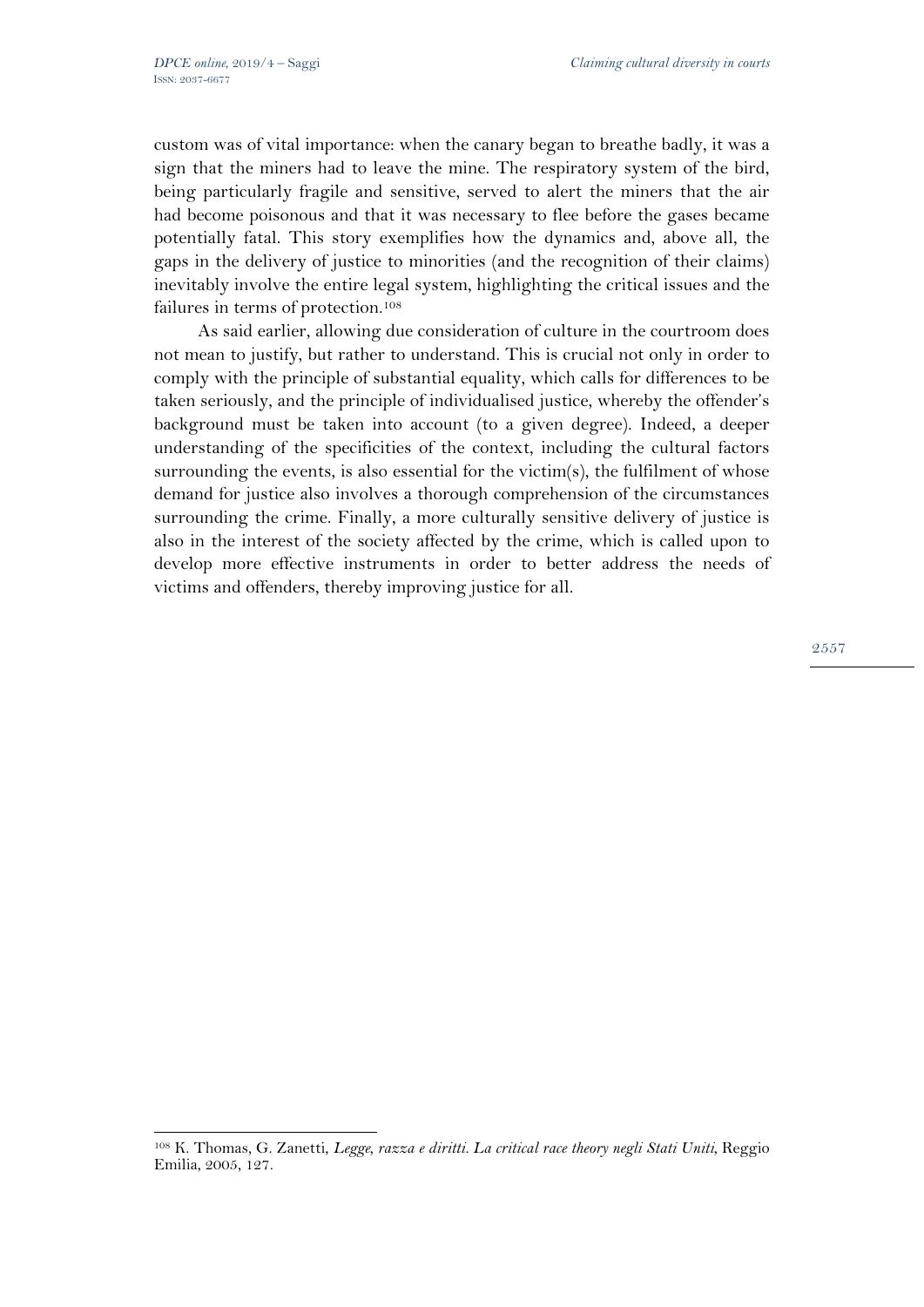custom was of vital importance: when the canary began to breathe badly, it was a sign that the miners had to leave the mine. The respiratory system of the bird, being particularly fragile and sensitive, served to alert the miners that the air had become poisonous and that it was necessary to flee before the gases became potentially fatal. This story exemplifies how the dynamics and, above all, the gaps in the delivery of justice to minorities (and the recognition of their claims) inevitably involve the entire legal system, highlighting the critical issues and the failures in terms of protection.[108]

As said earlier, allowing due consideration of culture in the courtroom does not mean to justify, but rather to understand. This is crucial not only in order to comply with the principle of substantial equality, which calls for differences to be taken seriously, and the principle of individualised justice, whereby the offender's background must be taken into account (to a given degree). Indeed, a deeper understanding of the specificities of the context, including the cultural factors surrounding the events, is also essential for the victim(s), the fulfilment of whose demand for justice also involves a thorough comprehension of the circumstances surrounding the crime. Finally, a more culturally sensitive delivery of justice is also in the interest of the society affected by the crime, which is called upon to develop more effective instruments in order to better address the needs of victims and offenders, thereby improving justice for all.

---

[108] K. Thomas, G. Zanetti, *Legge, razza e diritti. La critical race theory negli Stati Uniti*, Reggio Emilia, 2005, 127.